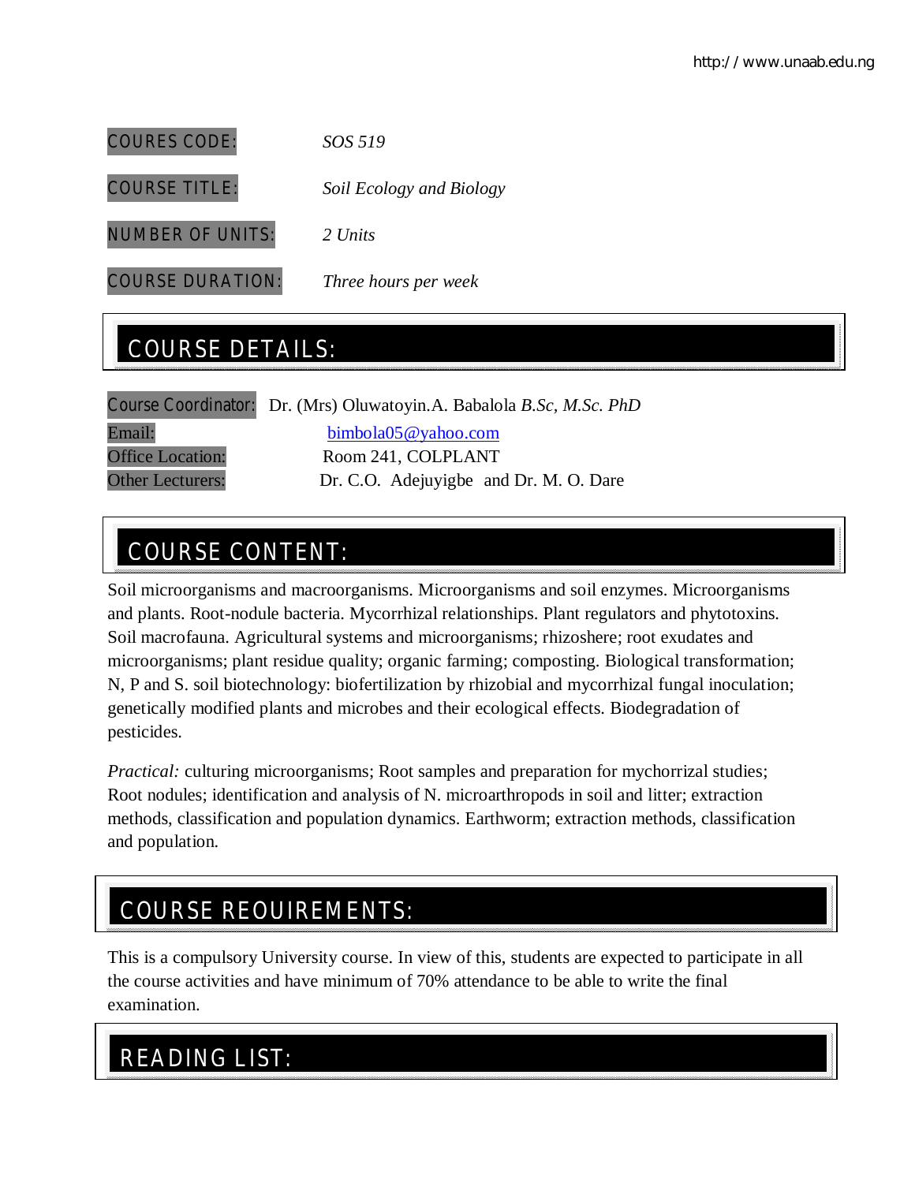COURES CODE: *SOS 519*

COURSE TITLE: *Soil Ecology and Biology*

NUMBER OF UNITS: *2 Units*

COURSE DURATION: *Three hours per week*

## COURSE DETAILS:

Course Coordinator: Dr. (Mrs) Oluwatoyin.A. Babalola *B.Sc, M.Sc. PhD*
Email: bimbola05@yahoo.com
Office Location: Room 241, COLPLANT
Other Lecturers: Dr. C.O. Adejuyigbe and Dr. M. O. Dare

## COURSE CONTENT:

Soil microorganisms and macroorganisms. Microorganisms and soil enzymes. Microorganisms and plants. Root-nodule bacteria. Mycorrhizal relationships. Plant regulators and phytotoxins. Soil macrofauna. Agricultural systems and microorganisms; rhizoshere; root exudates and microorganisms; plant residue quality; organic farming; composting. Biological transformation; N, P and S. soil biotechnology: biofertilization by rhizobial and mycorrhizal fungal inoculation; genetically modified plants and microbes and their ecological effects. Biodegradation of pesticides.

*Practical:* culturing microorganisms; Root samples and preparation for mychorrizal studies; Root nodules; identification and analysis of N. microarthropods in soil and litter; extraction methods, classification and population dynamics. Earthworm; extraction methods, classification and population.

## COURSE REOUIREMENTS:

This is a compulsory University course. In view of this, students are expected to participate in all the course activities and have minimum of 70% attendance to be able to write the final examination.

## READING LIST: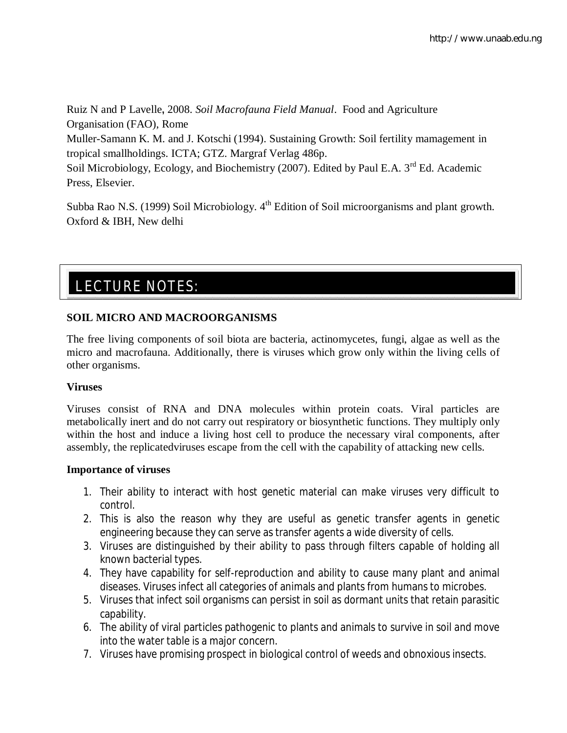Ruiz N and P Lavelle, 2008. *Soil Macrofauna Field Manual*. Food and Agriculture Organisation (FAO), Rome

Muller-Samann K. M. and J. Kotschi (1994). Sustaining Growth: Soil fertility mamagement in tropical smallholdings. ICTA; GTZ. Margraf Verlag 486p.

Soil Microbiology, Ecology, and Biochemistry (2007). Edited by Paul E.A. 3rd Ed. Academic Press, Elsevier.

Subba Rao N.S. (1999) Soil Microbiology. 4th Edition of Soil microorganisms and plant growth. Oxford & IBH, New delhi

# LECTURE NOTES:

**SOIL MICRO AND MACROORGANISMS**

The free living components of soil biota are bacteria, actinomycetes, fungi, algae as well as the micro and macrofauna. Additionally, there is viruses which grow only within the living cells of other organisms.

**Viruses**

Viruses consist of RNA and DNA molecules within protein coats. Viral particles are metabolically inert and do not carry out respiratory or biosynthetic functions. They multiply only within the host and induce a living host cell to produce the necessary viral components, after assembly, the replicatedviruses escape from the cell with the capability of attacking new cells.

**Importance of viruses**

1. Their ability to interact with host genetic material can make viruses very difficult to control.
2. This is also the reason why they are useful as genetic transfer agents in genetic engineering because they can serve as transfer agents a wide diversity of cells.
3. Viruses are distinguished by their ability to pass through filters capable of holding all known bacterial types.
4. They have capability for self-reproduction and ability to cause many plant and animal diseases. Viruses infect all categories of animals and plants from humans to microbes.
5. Viruses that infect soil organisms can persist in soil as dormant units that retain parasitic capability.
6. The ability of viral particles pathogenic to plants and animals to survive in soil and move into the water table is a major concern.
7. Viruses have promising prospect in biological control of weeds and obnoxious insects.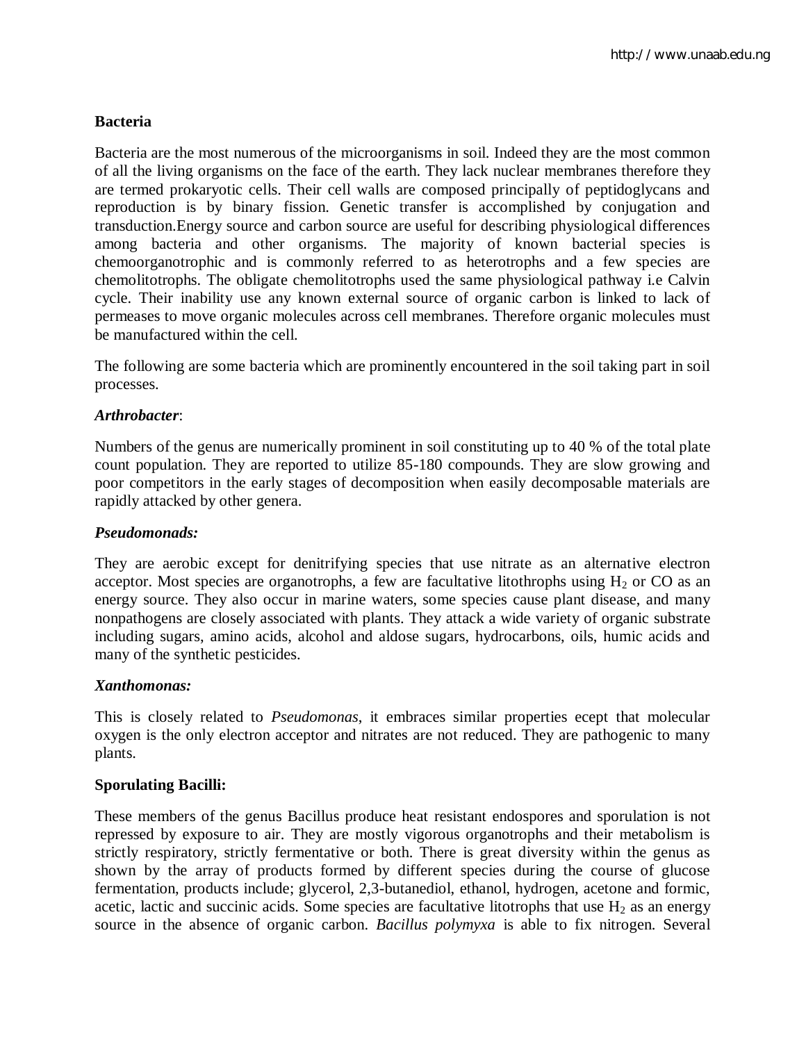**Bacteria**

Bacteria are the most numerous of the microorganisms in soil. Indeed they are the most common of all the living organisms on the face of the earth. They lack nuclear membranes therefore they are termed prokaryotic cells. Their cell walls are composed principally of peptidoglycans and reproduction is by binary fission. Genetic transfer is accomplished by conjugation and transduction.Energy source and carbon source are useful for describing physiological differences among bacteria and other organisms. The majority of known bacterial species is chemoorganotrophic and is commonly referred to as heterotrophs and a few species are chemolitotrophs. The obligate chemolitotrophs used the same physiological pathway i.e Calvin cycle. Their inability use any known external source of organic carbon is linked to lack of permeases to move organic molecules across cell membranes. Therefore organic molecules must be manufactured within the cell.

The following are some bacteria which are prominently encountered in the soil taking part in soil processes.

***Arthrobacter***:

Numbers of the genus are numerically prominent in soil constituting up to 40 % of the total plate count population. They are reported to utilize 85-180 compounds. They are slow growing and poor competitors in the early stages of decomposition when easily decomposable materials are rapidly attacked by other genera.

***Pseudomonads:***

They are aerobic except for denitrifying species that use nitrate as an alternative electron acceptor. Most species are organotrophs, a few are facultative litothrophs using $H_2$ or CO as an energy source. They also occur in marine waters, some species cause plant disease, and many nonpathogens are closely associated with plants. They attack a wide variety of organic substrate including sugars, amino acids, alcohol and aldose sugars, hydrocarbons, oils, humic acids and many of the synthetic pesticides.

***Xanthomonas:***

This is closely related to *Pseudomonas*, it embraces similar properties ecept that molecular oxygen is the only electron acceptor and nitrates are not reduced. They are pathogenic to many plants.

**Sporulating Bacilli:**

These members of the genus Bacillus produce heat resistant endospores and sporulation is not repressed by exposure to air. They are mostly vigorous organotrophs and their metabolism is strictly respiratory, strictly fermentative or both. There is great diversity within the genus as shown by the array of products formed by different species during the course of glucose fermentation, products include; glycerol, 2,3-butanediol, ethanol, hydrogen, acetone and formic, acetic, lactic and succinic acids. Some species are facultative litotrophs that use $H_2$ as an energy source in the absence of organic carbon. *Bacillus polymyxa* is able to fix nitrogen. Several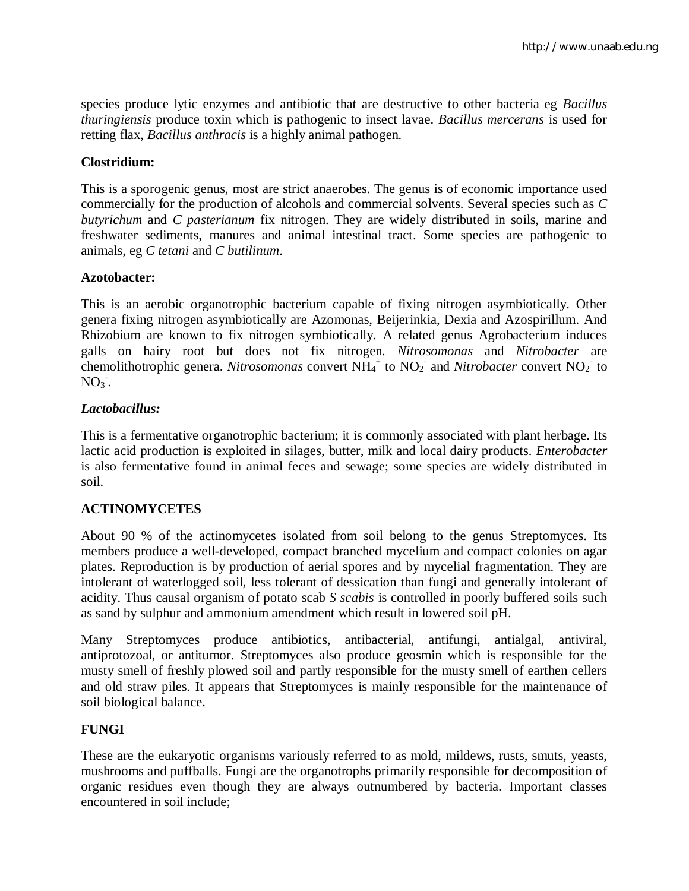species produce lytic enzymes and antibiotic that are destructive to other bacteria eg *Bacillus thuringiensis* produce toxin which is pathogenic to insect lavae. *Bacillus mercerans* is used for retting flax, *Bacillus anthracis* is a highly animal pathogen.

**Clostridium:**

This is a sporogenic genus, most are strict anaerobes. The genus is of economic importance used commercially for the production of alcohols and commercial solvents. Several species such as *C butyrichum* and *C pasterianum* fix nitrogen. They are widely distributed in soils, marine and freshwater sediments, manures and animal intestinal tract. Some species are pathogenic to animals, eg *C tetani* and *C butilinum*.

**Azotobacter:**

This is an aerobic organotrophic bacterium capable of fixing nitrogen asymbiotically. Other genera fixing nitrogen asymbiotically are Azomonas, Beijerinkia, Dexia and Azospirillum. And Rhizobium are known to fix nitrogen symbiotically. A related genus Agrobacterium induces galls on hairy root but does not fix nitrogen. *Nitrosomonas* and *Nitrobacter* are chemolithotrophic genera. *Nitrosomonas* convert $NH_4^+$ to $NO_2^-$ and *Nitrobacter* convert $NO_2^-$ to $NO_3^-$.

***Lactobacillus:***

This is a fermentative organotrophic bacterium; it is commonly associated with plant herbage. Its lactic acid production is exploited in silages, butter, milk and local dairy products. *Enterobacter* is also fermentative found in animal feces and sewage; some species are widely distributed in soil.

**ACTINOMYCETES**

About 90 % of the actinomycetes isolated from soil belong to the genus Streptomyces. Its members produce a well-developed, compact branched mycelium and compact colonies on agar plates. Reproduction is by production of aerial spores and by mycelial fragmentation. They are intolerant of waterlogged soil, less tolerant of dessication than fungi and generally intolerant of acidity. Thus causal organism of potato scab *S scabis* is controlled in poorly buffered soils such as sand by sulphur and ammonium amendment which result in lowered soil pH.

Many Streptomyces produce antibiotics, antibacterial, antifungi, antialgal, antiviral, antiprotozoal, or antitumor. Streptomyces also produce geosmin which is responsible for the musty smell of freshly plowed soil and partly responsible for the musty smell of earthen cellers and old straw piles. It appears that Streptomyces is mainly responsible for the maintenance of soil biological balance.

**FUNGI**

These are the eukaryotic organisms variously referred to as mold, mildews, rusts, smuts, yeasts, mushrooms and puffballs. Fungi are the organotrophs primarily responsible for decomposition of organic residues even though they are always outnumbered by bacteria. Important classes encountered in soil include;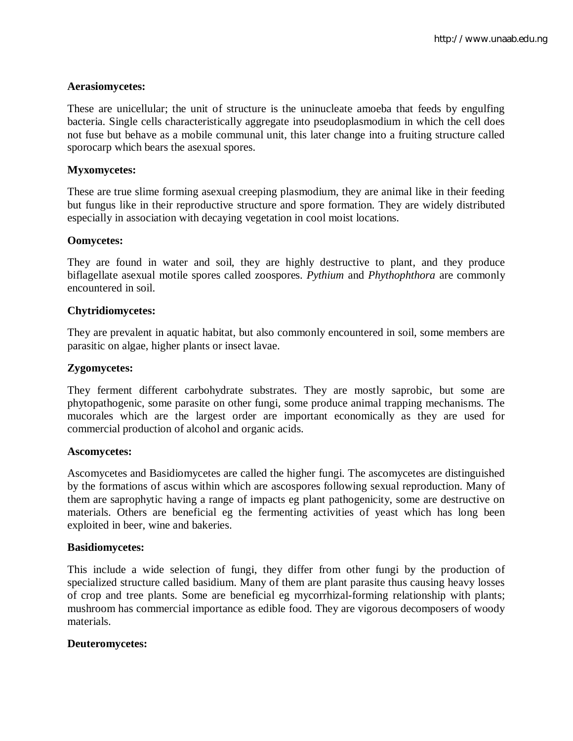**Aerasiomycetes:**

These are unicellular; the unit of structure is the uninucleate amoeba that feeds by engulfing bacteria. Single cells characteristically aggregate into pseudoplasmodium in which the cell does not fuse but behave as a mobile communal unit, this later change into a fruiting structure called sporocarp which bears the asexual spores.

**Myxomycetes:**

These are true slime forming asexual creeping plasmodium, they are animal like in their feeding but fungus like in their reproductive structure and spore formation. They are widely distributed especially in association with decaying vegetation in cool moist locations.

**Oomycetes:**

They are found in water and soil, they are highly destructive to plant, and they produce biflagellate asexual motile spores called zoospores. *Pythium* and *Phythophthora* are commonly encountered in soil.

**Chytridiomycetes:**

They are prevalent in aquatic habitat, but also commonly encountered in soil, some members are parasitic on algae, higher plants or insect lavae.

**Zygomycetes:**

They ferment different carbohydrate substrates. They are mostly saprobic, but some are phytopathogenic, some parasite on other fungi, some produce animal trapping mechanisms. The mucorales which are the largest order are important economically as they are used for commercial production of alcohol and organic acids.

**Ascomycetes:**

Ascomycetes and Basidiomycetes are called the higher fungi. The ascomycetes are distinguished by the formations of ascus within which are ascospores following sexual reproduction. Many of them are saprophytic having a range of impacts eg plant pathogenicity, some are destructive on materials. Others are beneficial eg the fermenting activities of yeast which has long been exploited in beer, wine and bakeries.

**Basidiomycetes:**

This include a wide selection of fungi, they differ from other fungi by the production of specialized structure called basidium. Many of them are plant parasite thus causing heavy losses of crop and tree plants. Some are beneficial eg mycorrhizal-forming relationship with plants; mushroom has commercial importance as edible food. They are vigorous decomposers of woody materials.

**Deuteromycetes:**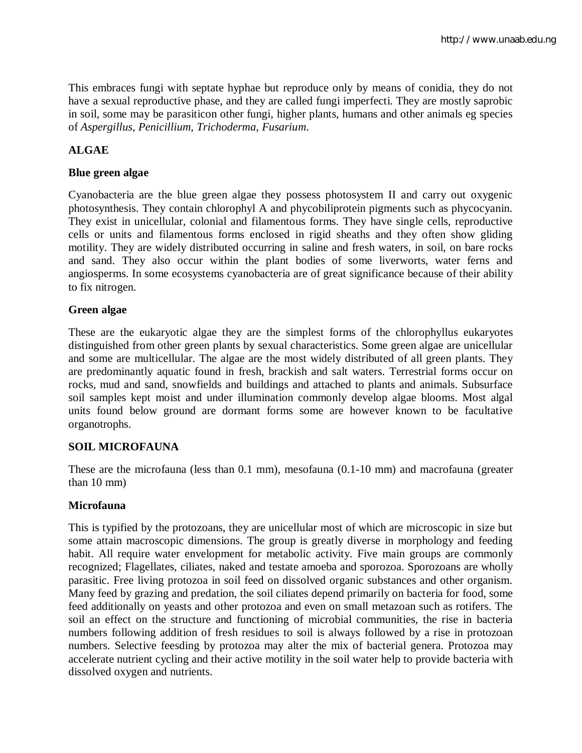This embraces fungi with septate hyphae but reproduce only by means of conidia, they do not have a sexual reproductive phase, and they are called fungi imperfecti. They are mostly saprobic in soil, some may be parasiticon other fungi, higher plants, humans and other animals eg species of *Aspergillus*, *Penicillium*, *Trichoderma*, *Fusarium*.

**ALGAE**

**Blue green algae**

Cyanobacteria are the blue green algae they possess photosystem II and carry out oxygenic photosynthesis. They contain chlorophyl A and phycobiliprotein pigments such as phycocyanin. They exist in unicellular, colonial and filamentous forms. They have single cells, reproductive cells or units and filamentous forms enclosed in rigid sheaths and they often show gliding motility. They are widely distributed occurring in saline and fresh waters, in soil, on bare rocks and sand. They also occur within the plant bodies of some liverworts, water ferns and angiosperms. In some ecosystems cyanobacteria are of great significance because of their ability to fix nitrogen.

**Green algae**

These are the eukaryotic algae they are the simplest forms of the chlorophyllus eukaryotes distinguished from other green plants by sexual characteristics. Some green algae are unicellular and some are multicellular. The algae are the most widely distributed of all green plants. They are predominantly aquatic found in fresh, brackish and salt waters. Terrestrial forms occur on rocks, mud and sand, snowfields and buildings and attached to plants and animals. Subsurface soil samples kept moist and under illumination commonly develop algae blooms. Most algal units found below ground are dormant forms some are however known to be facultative organotrophs.

**SOIL MICROFAUNA**

These are the microfauna (less than 0.1 mm), mesofauna (0.1-10 mm) and macrofauna (greater than 10 mm)

**Microfauna**

This is typified by the protozoans, they are unicellular most of which are microscopic in size but some attain macroscopic dimensions. The group is greatly diverse in morphology and feeding habit. All require water envelopment for metabolic activity. Five main groups are commonly recognized; Flagellates, ciliates, naked and testate amoeba and sporozoa. Sporozoans are wholly parasitic. Free living protozoa in soil feed on dissolved organic substances and other organism. Many feed by grazing and predation, the soil ciliates depend primarily on bacteria for food, some feed additionally on yeasts and other protozoa and even on small metazoan such as rotifers. The soil an effect on the structure and functioning of microbial communities, the rise in bacteria numbers following addition of fresh residues to soil is always followed by a rise in protozoan numbers. Selective feesding by protozoa may alter the mix of bacterial genera. Protozoa may accelerate nutrient cycling and their active motility in the soil water help to provide bacteria with dissolved oxygen and nutrients.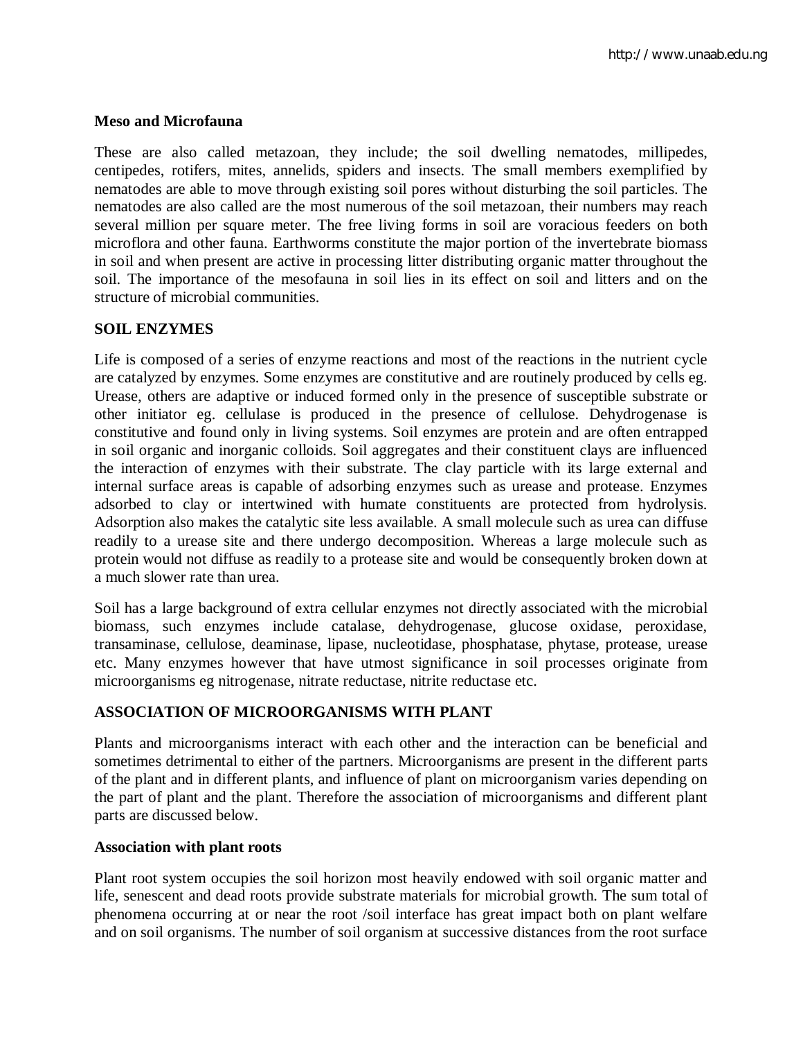**Meso and Microfauna**

These are also called metazoan, they include; the soil dwelling nematodes, millipedes, centipedes, rotifers, mites, annelids, spiders and insects. The small members exemplified by nematodes are able to move through existing soil pores without disturbing the soil particles. The nematodes are also called are the most numerous of the soil metazoan, their numbers may reach several million per square meter. The free living forms in soil are voracious feeders on both microflora and other fauna. Earthworms constitute the major portion of the invertebrate biomass in soil and when present are active in processing litter distributing organic matter throughout the soil. The importance of the mesofauna in soil lies in its effect on soil and litters and on the structure of microbial communities.

## SOIL ENZYMES

Life is composed of a series of enzyme reactions and most of the reactions in the nutrient cycle are catalyzed by enzymes. Some enzymes are constitutive and are routinely produced by cells eg. Urease, others are adaptive or induced formed only in the presence of susceptible substrate or other initiator eg. cellulase is produced in the presence of cellulose. Dehydrogenase is constitutive and found only in living systems. Soil enzymes are protein and are often entrapped in soil organic and inorganic colloids. Soil aggregates and their constituent clays are influenced the interaction of enzymes with their substrate. The clay particle with its large external and internal surface areas is capable of adsorbing enzymes such as urease and protease. Enzymes adsorbed to clay or intertwined with humate constituents are protected from hydrolysis. Adsorption also makes the catalytic site less available. A small molecule such as urea can diffuse readily to a urease site and there undergo decomposition. Whereas a large molecule such as protein would not diffuse as readily to a protease site and would be consequently broken down at a much slower rate than urea.

Soil has a large background of extra cellular enzymes not directly associated with the microbial biomass, such enzymes include catalase, dehydrogenase, glucose oxidase, peroxidase, transaminase, cellulose, deaminase, lipase, nucleotidase, phosphatase, phytase, protease, urease etc. Many enzymes however that have utmost significance in soil processes originate from microorganisms eg nitrogenase, nitrate reductase, nitrite reductase etc.

## ASSOCIATION OF MICROORGANISMS WITH PLANT

Plants and microorganisms interact with each other and the interaction can be beneficial and sometimes detrimental to either of the partners. Microorganisms are present in the different parts of the plant and in different plants, and influence of plant on microorganism varies depending on the part of plant and the plant. Therefore the association of microorganisms and different plant parts are discussed below.

**Association with plant roots**

Plant root system occupies the soil horizon most heavily endowed with soil organic matter and life, senescent and dead roots provide substrate materials for microbial growth. The sum total of phenomena occurring at or near the root /soil interface has great impact both on plant welfare and on soil organisms. The number of soil organism at successive distances from the root surface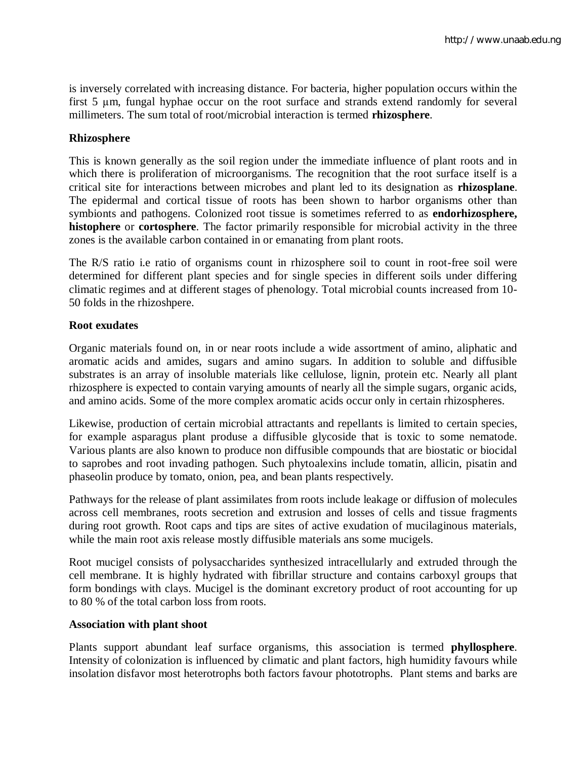is inversely correlated with increasing distance. For bacteria, higher population occurs within the first 5 µm, fungal hyphae occur on the root surface and strands extend randomly for several millimeters. The sum total of root/microbial interaction is termed **rhizosphere**.

**Rhizosphere**

This is known generally as the soil region under the immediate influence of plant roots and in which there is proliferation of microorganisms. The recognition that the root surface itself is a critical site for interactions between microbes and plant led to its designation as **rhizosplane**. The epidermal and cortical tissue of roots has been shown to harbor organisms other than symbionts and pathogens. Colonized root tissue is sometimes referred to as **endorhizosphere, histophere** or **cortosphere**. The factor primarily responsible for microbial activity in the three zones is the available carbon contained in or emanating from plant roots.

The R/S ratio i.e ratio of organisms count in rhizosphere soil to count in root-free soil were determined for different plant species and for single species in different soils under differing climatic regimes and at different stages of phenology. Total microbial counts increased from 10-50 folds in the rhizoshpere.

**Root exudates**

Organic materials found on, in or near roots include a wide assortment of amino, aliphatic and aromatic acids and amides, sugars and amino sugars. In addition to soluble and diffusible substrates is an array of insoluble materials like cellulose, lignin, protein etc. Nearly all plant rhizosphere is expected to contain varying amounts of nearly all the simple sugars, organic acids, and amino acids. Some of the more complex aromatic acids occur only in certain rhizospheres.

Likewise, production of certain microbial attractants and repellants is limited to certain species, for example asparagus plant produse a diffusible glycoside that is toxic to some nematode. Various plants are also known to produce non diffusible compounds that are biostatic or biocidal to saprobes and root invading pathogen. Such phytoalexins include tomatin, allicin, pisatin and phaseolin produce by tomato, onion, pea, and bean plants respectively.

Pathways for the release of plant assimilates from roots include leakage or diffusion of molecules across cell membranes, roots secretion and extrusion and losses of cells and tissue fragments during root growth. Root caps and tips are sites of active exudation of mucilaginous materials, while the main root axis release mostly diffusible materials ans some mucigels.

Root mucigel consists of polysaccharides synthesized intracellularly and extruded through the cell membrane. It is highly hydrated with fibrillar structure and contains carboxyl groups that form bondings with clays. Mucigel is the dominant excretory product of root accounting for up to 80 % of the total carbon loss from roots.

**Association with plant shoot**

Plants support abundant leaf surface organisms, this association is termed **phyllosphere**. Intensity of colonization is influenced by climatic and plant factors, high humidity favours while insolation disfavor most heterotrophs both factors favour phototrophs. Plant stems and barks are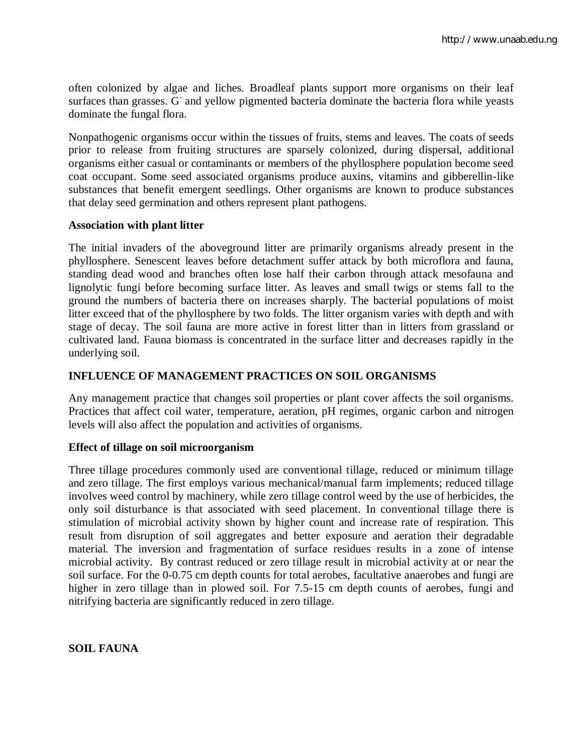often colonized by algae and liches. Broadleaf plants support more organisms on their leaf surfaces than grasses. $G^-$ and yellow pigmented bacteria dominate the bacteria flora while yeasts dominate the fungal flora.

Nonpathogenic organisms occur within the tissues of fruits, stems and leaves. The coats of seeds prior to release from fruiting structures are sparsely colonized, during dispersal, additional organisms either casual or contaminants or members of the phyllosphere population become seed coat occupant. Some seed associated organisms produce auxins, vitamins and gibberellin-like substances that benefit emergent seedlings. Other organisms are known to produce substances that delay seed germination and others represent plant pathogens.

**Association with plant litter**

The initial invaders of the aboveground litter are primarily organisms already present in the phyllosphere. Senescent leaves before detachment suffer attack by both microflora and fauna, standing dead wood and branches often lose half their carbon through attack mesofauna and lignolytic fungi before becoming surface litter. As leaves and small twigs or stems fall to the ground the numbers of bacteria there on increases sharply. The bacterial populations of moist litter exceed that of the phyllosphere by two folds. The litter organism varies with depth and with stage of decay. The soil fauna are more active in forest litter than in litters from grassland or cultivated land. Fauna biomass is concentrated in the surface litter and decreases rapidly in the underlying soil.

## INFLUENCE OF MANAGEMENT PRACTICES ON SOIL ORGANISMS

Any management practice that changes soil properties or plant cover affects the soil organisms. Practices that affect coil water, temperature, aeration, pH regimes, organic carbon and nitrogen levels will also affect the population and activities of organisms.

**Effect of tillage on soil microorganism**

Three tillage procedures commonly used are conventional tillage, reduced or minimum tillage and zero tillage. The first employs various mechanical/manual farm implements; reduced tillage involves weed control by machinery, while zero tillage control weed by the use of herbicides, the only soil disturbance is that associated with seed placement. In conventional tillage there is stimulation of microbial activity shown by higher count and increase rate of respiration. This result from disruption of soil aggregates and better exposure and aeration their degradable material. The inversion and fragmentation of surface residues results in a zone of intense microbial activity. By contrast reduced or zero tillage result in microbial activity at or near the soil surface. For the 0-0.75 cm depth counts for total aerobes, facultative anaerobes and fungi are higher in zero tillage than in plowed soil. For 7.5-15 cm depth counts of aerobes, fungi and nitrifying bacteria are significantly reduced in zero tillage.

## SOIL FAUNA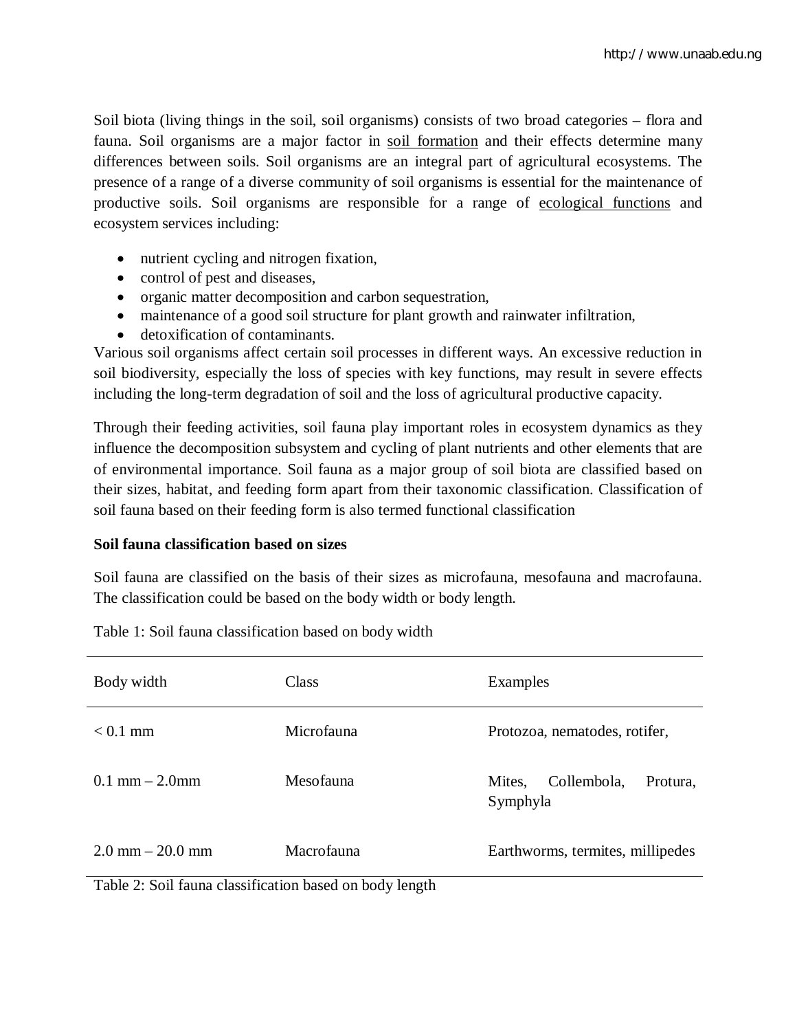Soil biota (living things in the soil, soil organisms) consists of two broad categories – flora and fauna. Soil organisms are a major factor in soil formation and their effects determine many differences between soils. Soil organisms are an integral part of agricultural ecosystems. The presence of a range of a diverse community of soil organisms is essential for the maintenance of productive soils. Soil organisms are responsible for a range of ecological functions and ecosystem services including:

- nutrient cycling and nitrogen fixation,
- control of pest and diseases,
- organic matter decomposition and carbon sequestration,
- maintenance of a good soil structure for plant growth and rainwater infiltration,
- detoxification of contaminants.

Various soil organisms affect certain soil processes in different ways. An excessive reduction in soil biodiversity, especially the loss of species with key functions, may result in severe effects including the long-term degradation of soil and the loss of agricultural productive capacity.

Through their feeding activities, soil fauna play important roles in ecosystem dynamics as they influence the decomposition subsystem and cycling of plant nutrients and other elements that are of environmental importance. Soil fauna as a major group of soil biota are classified based on their sizes, habitat, and feeding form apart from their taxonomic classification. Classification of soil fauna based on their feeding form is also termed functional classification

**Soil fauna classification based on sizes**

Soil fauna are classified on the basis of their sizes as microfauna, mesofauna and macrofauna. The classification could be based on the body width or body length.

Table 1: Soil fauna classification based on body width

| Body width | Class | Examples |
|---|---|---|
| < 0.1 mm | Microfauna | Protozoa, nematodes, rotifer, |
| 0.1 mm – 2.0mm | Mesofauna | Mites, Collembola, Protura, Symphyla |
| 2.0 mm – 20.0 mm | Macrofauna | Earthworms, termites, millipedes |

Table 2: Soil fauna classification based on body length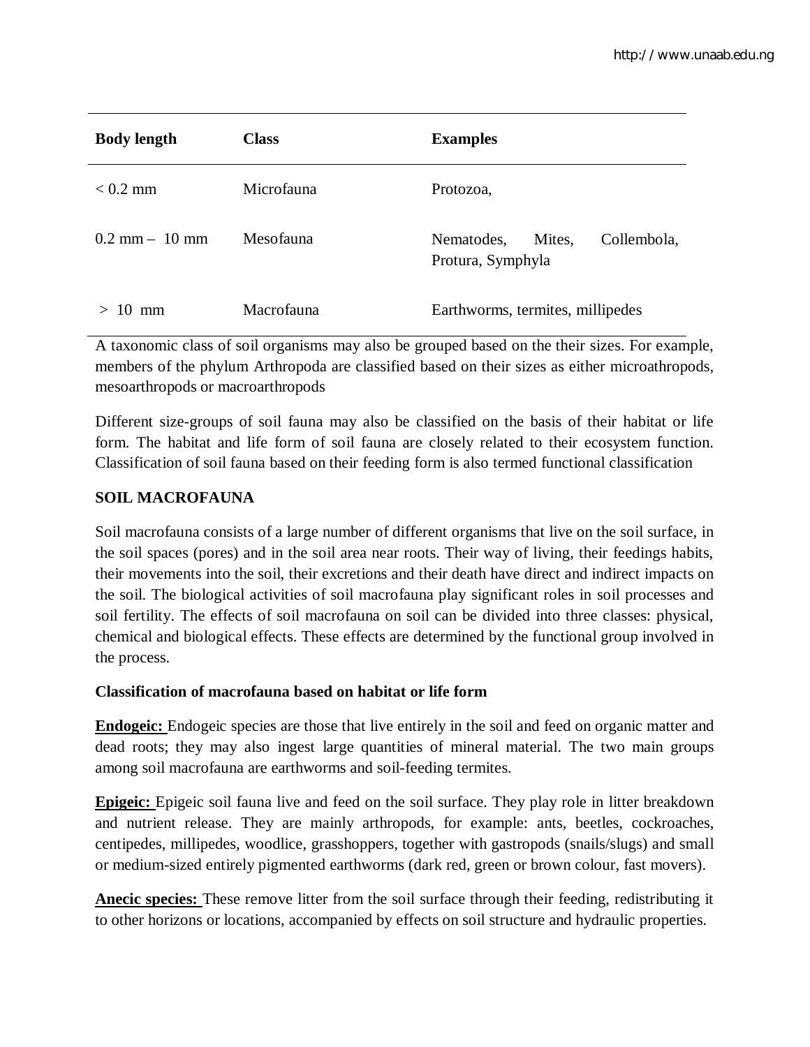| Body length | Class | Examples |
|---|---|---|
| < 0.2 mm | Microfauna | Protozoa, |
| 0.2 mm – 10 mm | Mesofauna | Nematodes, Mites, Collembola, Protura, Symphyla |
| > 10 mm | Macrofauna | Earthworms, termites, millipedes |

A taxonomic class of soil organisms may also be grouped based on the their sizes. For example, members of the phylum Arthropoda are classified based on their sizes as either microathropods, mesoarthropods or macroarthropods

Different size-groups of soil fauna may also be classified on the basis of their habitat or life form. The habitat and life form of soil fauna are closely related to their ecosystem function. Classification of soil fauna based on their feeding form is also termed functional classification

**SOIL MACROFAUNA**

Soil macrofauna consists of a large number of different organisms that live on the soil surface, in the soil spaces (pores) and in the soil area near roots. Their way of living, their feedings habits, their movements into the soil, their excretions and their death have direct and indirect impacts on the soil. The biological activities of soil macrofauna play significant roles in soil processes and soil fertility. The effects of soil macrofauna on soil can be divided into three classes: physical, chemical and biological effects. These effects are determined by the functional group involved in the process.

**Classification of macrofauna based on habitat or life form**

**Endogeic:** Endogeic species are those that live entirely in the soil and feed on organic matter and dead roots; they may also ingest large quantities of mineral material. The two main groups among soil macrofauna are earthworms and soil-feeding termites.

**Epigeic:** Epigeic soil fauna live and feed on the soil surface. They play role in litter breakdown and nutrient release. They are mainly arthropods, for example: ants, beetles, cockroaches, centipedes, millipedes, woodlice, grasshoppers, together with gastropods (snails/slugs) and small or medium-sized entirely pigmented earthworms (dark red, green or brown colour, fast movers).

**Anecic species:** These remove litter from the soil surface through their feeding, redistributing it to other horizons or locations, accompanied by effects on soil structure and hydraulic properties.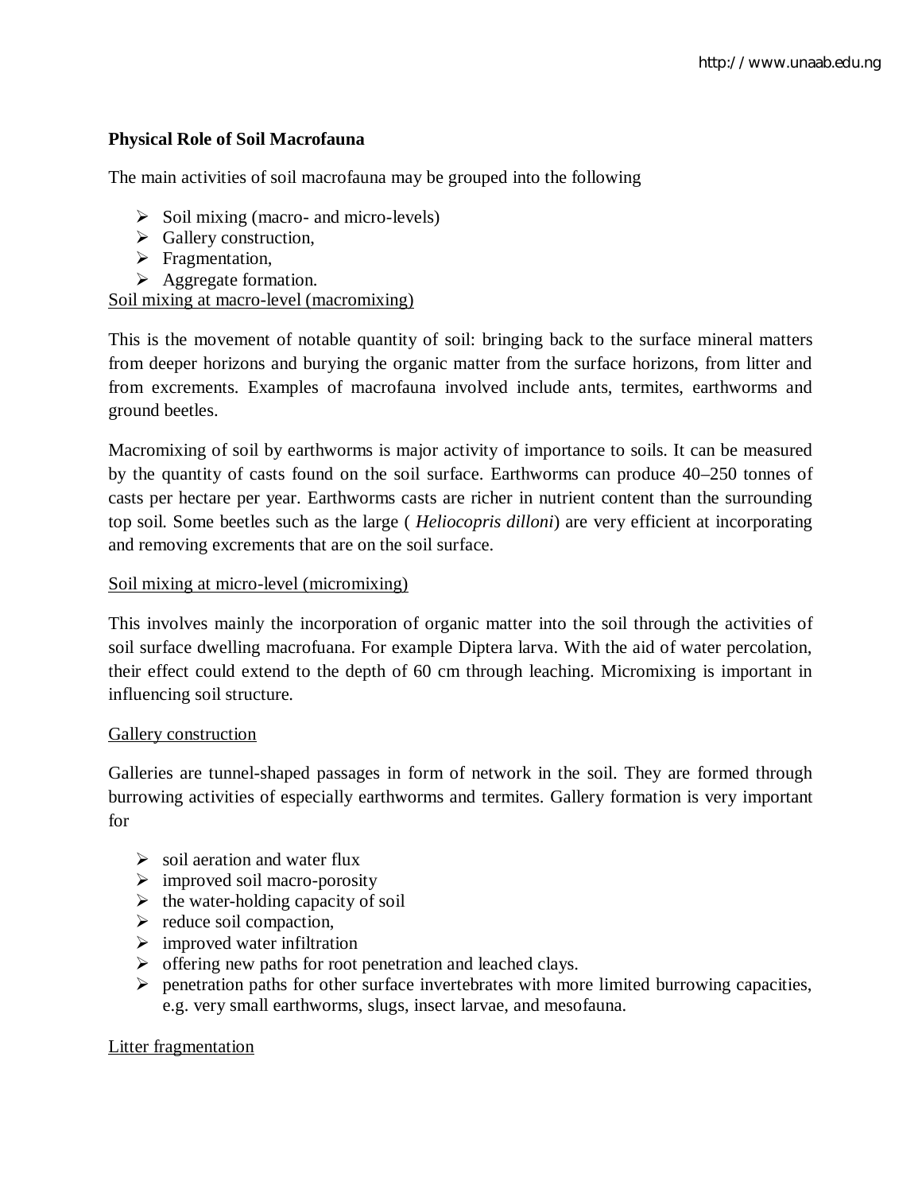## Physical Role of Soil Macrofauna

The main activities of soil macrofauna may be grouped into the following

- Soil mixing (macro- and micro-levels)
- Gallery construction,
- Fragmentation,
- Aggregate formation.

Soil mixing at macro-level (macromixing)

This is the movement of notable quantity of soil: bringing back to the surface mineral matters from deeper horizons and burying the organic matter from the surface horizons, from litter and from excrements. Examples of macrofauna involved include ants, termites, earthworms and ground beetles.

Macromixing of soil by earthworms is major activity of importance to soils. It can be measured by the quantity of casts found on the soil surface. Earthworms can produce 40–250 tonnes of casts per hectare per year. Earthworms casts are richer in nutrient content than the surrounding top soil. Some beetles such as the large ( *Heliocopris dilloni*) are very efficient at incorporating and removing excrements that are on the soil surface.

Soil mixing at micro-level (micromixing)

This involves mainly the incorporation of organic matter into the soil through the activities of soil surface dwelling macrofuana. For example Diptera larva. With the aid of water percolation, their effect could extend to the depth of 60 cm through leaching. Micromixing is important in influencing soil structure.

Gallery construction

Galleries are tunnel-shaped passages in form of network in the soil. They are formed through burrowing activities of especially earthworms and termites. Gallery formation is very important for

- soil aeration and water flux
- improved soil macro-porosity
- the water-holding capacity of soil
- reduce soil compaction,
- improved water infiltration
- offering new paths for root penetration and leached clays.
- penetration paths for other surface invertebrates with more limited burrowing capacities, e.g. very small earthworms, slugs, insect larvae, and mesofauna.

Litter fragmentation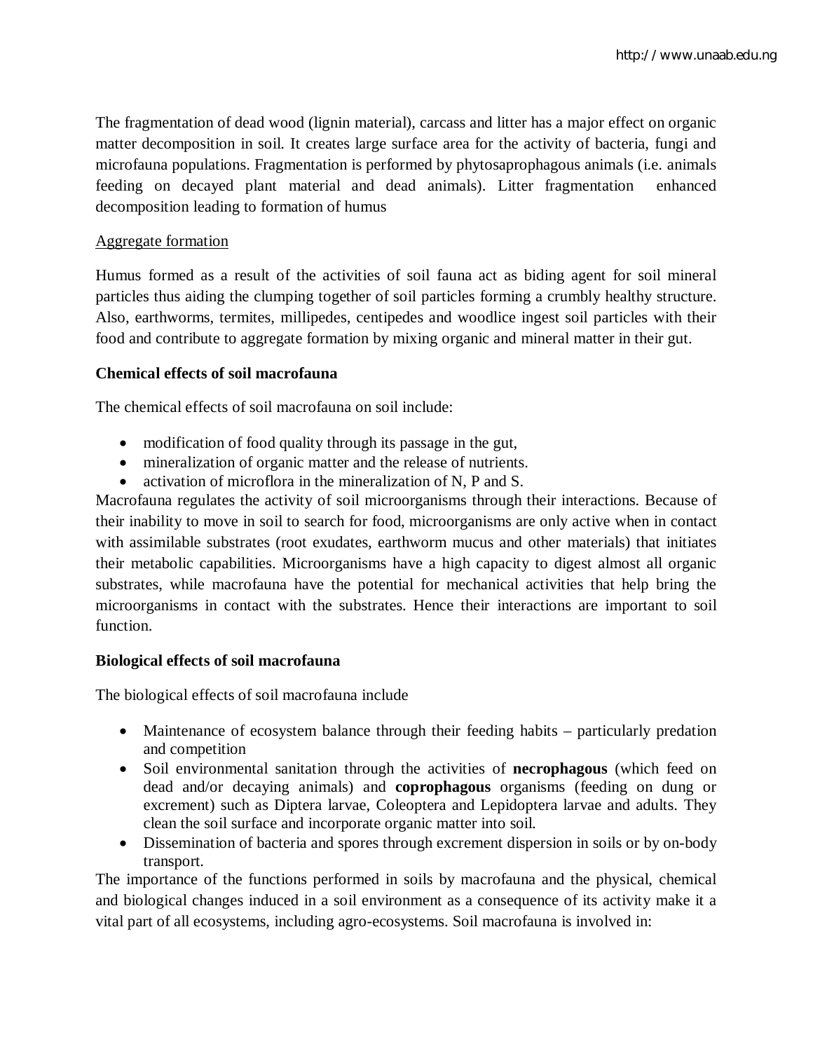The fragmentation of dead wood (lignin material), carcass and litter has a major effect on organic matter decomposition in soil. It creates large surface area for the activity of bacteria, fungi and microfauna populations. Fragmentation is performed by phytosaprophagous animals (i.e. animals feeding on decayed plant material and dead animals). Litter fragmentation enhanced decomposition leading to formation of humus

<u>Aggregate formation</u>

Humus formed as a result of the activities of soil fauna act as biding agent for soil mineral particles thus aiding the clumping together of soil particles forming a crumbly healthy structure. Also, earthworms, termites, millipedes, centipedes and woodlice ingest soil particles with their food and contribute to aggregate formation by mixing organic and mineral matter in their gut.

**Chemical effects of soil macrofauna**

The chemical effects of soil macrofauna on soil include:

- modification of food quality through its passage in the gut,
- mineralization of organic matter and the release of nutrients.
- activation of microflora in the mineralization of N, P and S.

Macrofauna regulates the activity of soil microorganisms through their interactions. Because of their inability to move in soil to search for food, microorganisms are only active when in contact with assimilable substrates (root exudates, earthworm mucus and other materials) that initiates their metabolic capabilities. Microorganisms have a high capacity to digest almost all organic substrates, while macrofauna have the potential for mechanical activities that help bring the microorganisms in contact with the substrates. Hence their interactions are important to soil function.

**Biological effects of soil macrofauna**

The biological effects of soil macrofauna include

- Maintenance of ecosystem balance through their feeding habits – particularly predation and competition
- Soil environmental sanitation through the activities of **necrophagous** (which feed on dead and/or decaying animals) and **coprophagous** organisms (feeding on dung or excrement) such as Diptera larvae, Coleoptera and Lepidoptera larvae and adults. They clean the soil surface and incorporate organic matter into soil.
- Dissemination of bacteria and spores through excrement dispersion in soils or by on-body transport.

The importance of the functions performed in soils by macrofauna and the physical, chemical and biological changes induced in a soil environment as a consequence of its activity make it a vital part of all ecosystems, including agro-ecosystems. Soil macrofauna is involved in: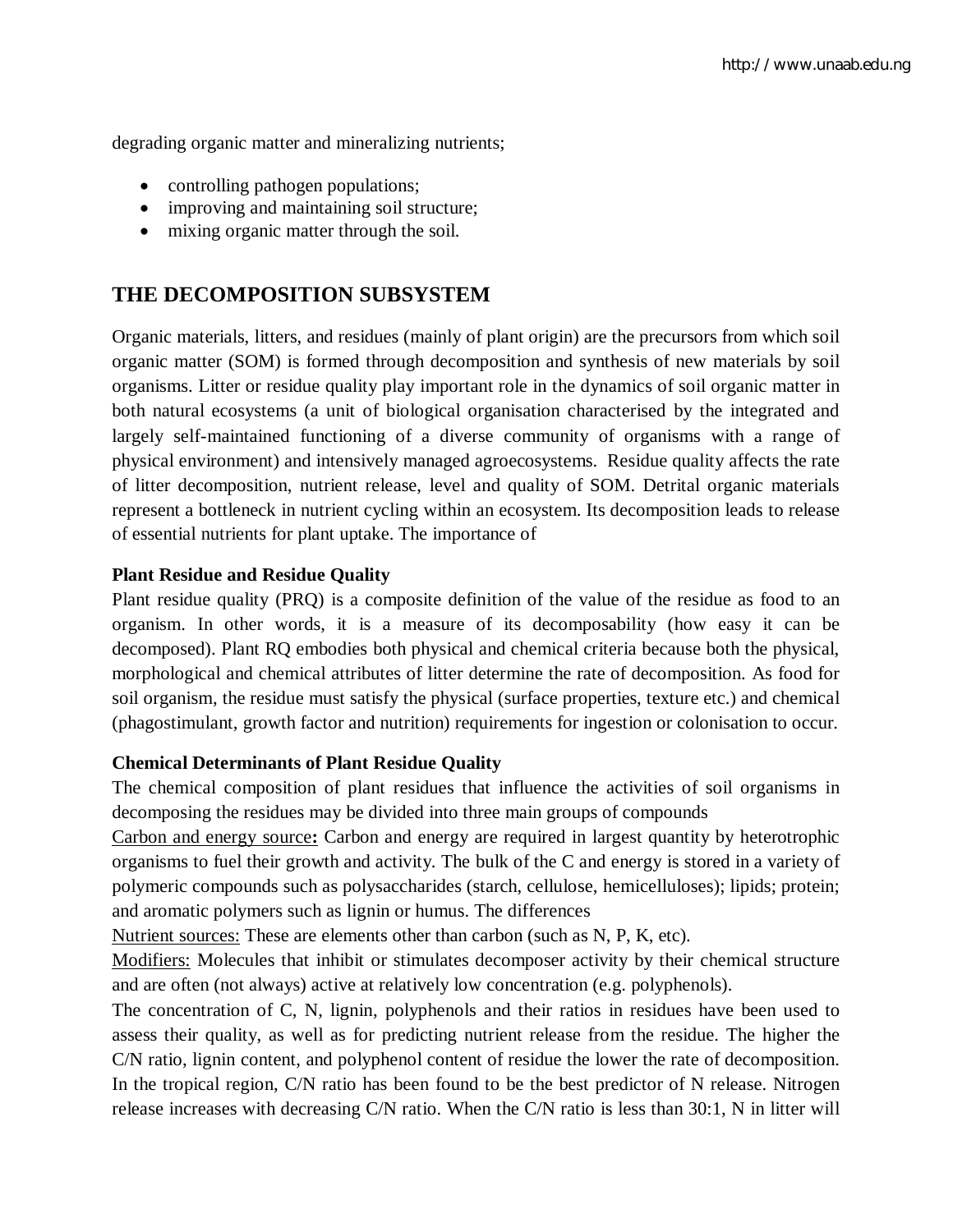degrading organic matter and mineralizing nutrients;

- controlling pathogen populations;
- improving and maintaining soil structure;
- mixing organic matter through the soil.

## THE DECOMPOSITION SUBSYSTEM

Organic materials, litters, and residues (mainly of plant origin) are the precursors from which soil organic matter (SOM) is formed through decomposition and synthesis of new materials by soil organisms. Litter or residue quality play important role in the dynamics of soil organic matter in both natural ecosystems (a unit of biological organisation characterised by the integrated and largely self-maintained functioning of a diverse community of organisms with a range of physical environment) and intensively managed agroecosystems. Residue quality affects the rate of litter decomposition, nutrient release, level and quality of SOM. Detrital organic materials represent a bottleneck in nutrient cycling within an ecosystem. Its decomposition leads to release of essential nutrients for plant uptake. The importance of

**Plant Residue and Residue Quality**

Plant residue quality (PRQ) is a composite definition of the value of the residue as food to an organism. In other words, it is a measure of its decomposability (how easy it can be decomposed). Plant RQ embodies both physical and chemical criteria because both the physical, morphological and chemical attributes of litter determine the rate of decomposition. As food for soil organism, the residue must satisfy the physical (surface properties, texture etc.) and chemical (phagostimulant, growth factor and nutrition) requirements for ingestion or colonisation to occur.

**Chemical Determinants of Plant Residue Quality**

The chemical composition of plant residues that influence the activities of soil organisms in decomposing the residues may be divided into three main groups of compounds

<u>Carbon and energy source</u>**:** Carbon and energy are required in largest quantity by heterotrophic organisms to fuel their growth and activity. The bulk of the C and energy is stored in a variety of polymeric compounds such as polysaccharides (starch, cellulose, hemicelluloses); lipids; protein; and aromatic polymers such as lignin or humus. The differences

<u>Nutrient sources:</u> These are elements other than carbon (such as N, P, K, etc).

<u>Modifiers:</u> Molecules that inhibit or stimulates decomposer activity by their chemical structure and are often (not always) active at relatively low concentration (e.g. polyphenols).

The concentration of C, N, lignin, polyphenols and their ratios in residues have been used to assess their quality, as well as for predicting nutrient release from the residue. The higher the C/N ratio, lignin content, and polyphenol content of residue the lower the rate of decomposition. In the tropical region, C/N ratio has been found to be the best predictor of N release. Nitrogen release increases with decreasing C/N ratio. When the C/N ratio is less than 30:1, N in litter will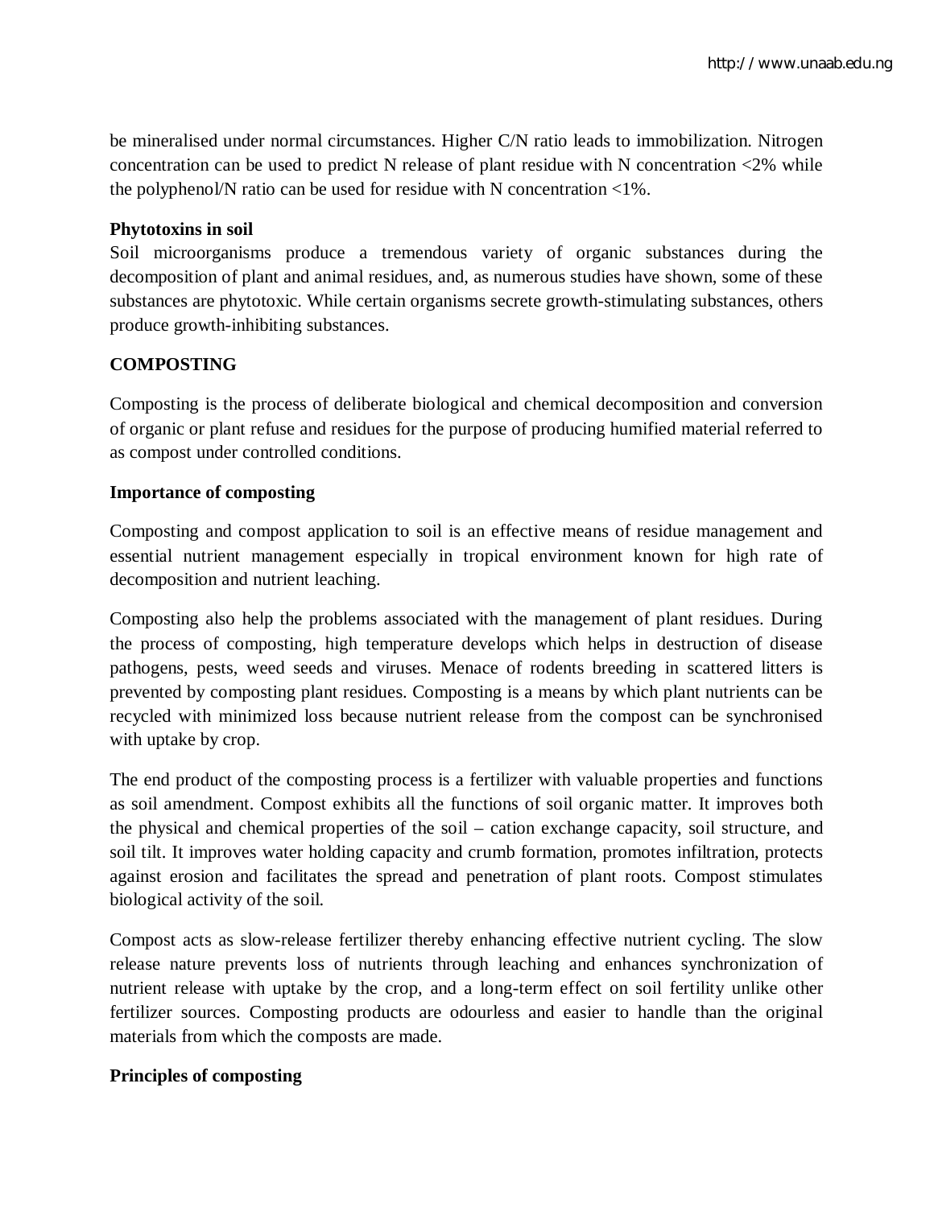be mineralised under normal circumstances. Higher C/N ratio leads to immobilization. Nitrogen concentration can be used to predict N release of plant residue with N concentration <2% while the polyphenol/N ratio can be used for residue with N concentration <1%.

**Phytotoxins in soil**

Soil microorganisms produce a tremendous variety of organic substances during the decomposition of plant and animal residues, and, as numerous studies have shown, some of these substances are phytotoxic. While certain organisms secrete growth-stimulating substances, others produce growth-inhibiting substances.

## COMPOSTING

Composting is the process of deliberate biological and chemical decomposition and conversion of organic or plant refuse and residues for the purpose of producing humified material referred to as compost under controlled conditions.

**Importance of composting**

Composting and compost application to soil is an effective means of residue management and essential nutrient management especially in tropical environment known for high rate of decomposition and nutrient leaching.

Composting also help the problems associated with the management of plant residues. During the process of composting, high temperature develops which helps in destruction of disease pathogens, pests, weed seeds and viruses. Menace of rodents breeding in scattered litters is prevented by composting plant residues. Composting is a means by which plant nutrients can be recycled with minimized loss because nutrient release from the compost can be synchronised with uptake by crop.

The end product of the composting process is a fertilizer with valuable properties and functions as soil amendment. Compost exhibits all the functions of soil organic matter. It improves both the physical and chemical properties of the soil – cation exchange capacity, soil structure, and soil tilt. It improves water holding capacity and crumb formation, promotes infiltration, protects against erosion and facilitates the spread and penetration of plant roots. Compost stimulates biological activity of the soil.

Compost acts as slow-release fertilizer thereby enhancing effective nutrient cycling. The slow release nature prevents loss of nutrients through leaching and enhances synchronization of nutrient release with uptake by the crop, and a long-term effect on soil fertility unlike other fertilizer sources. Composting products are odourless and easier to handle than the original materials from which the composts are made.

**Principles of composting**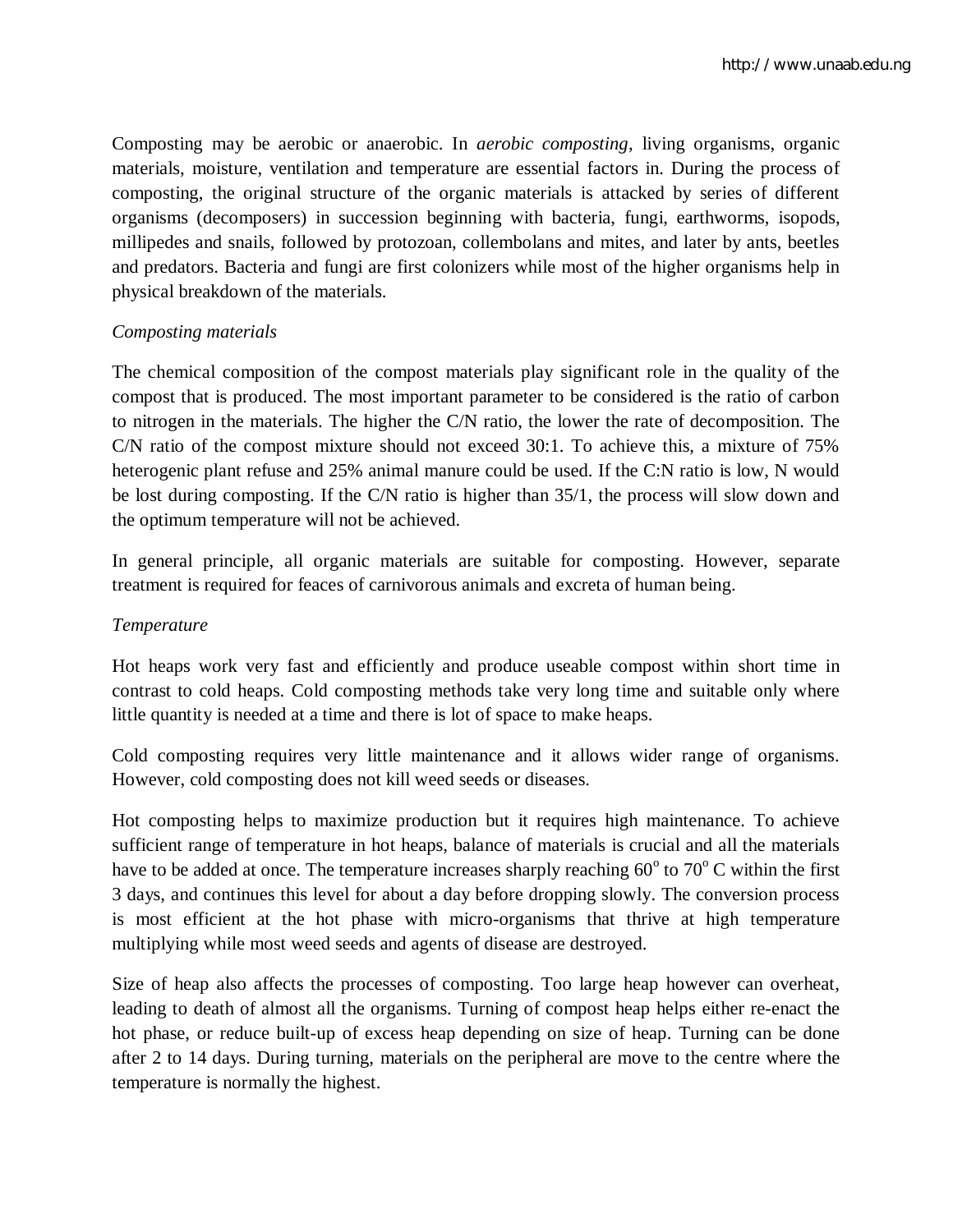Composting may be aerobic or anaerobic. In *aerobic composting*, living organisms, organic materials, moisture, ventilation and temperature are essential factors in. During the process of composting, the original structure of the organic materials is attacked by series of different organisms (decomposers) in succession beginning with bacteria, fungi, earthworms, isopods, millipedes and snails, followed by protozoan, collembolans and mites, and later by ants, beetles and predators. Bacteria and fungi are first colonizers while most of the higher organisms help in physical breakdown of the materials.

*Composting materials*

The chemical composition of the compost materials play significant role in the quality of the compost that is produced. The most important parameter to be considered is the ratio of carbon to nitrogen in the materials. The higher the C/N ratio, the lower the rate of decomposition. The C/N ratio of the compost mixture should not exceed 30:1. To achieve this, a mixture of 75% heterogenic plant refuse and 25% animal manure could be used. If the C:N ratio is low, N would be lost during composting. If the C/N ratio is higher than 35/1, the process will slow down and the optimum temperature will not be achieved.

In general principle, all organic materials are suitable for composting. However, separate treatment is required for feaces of carnivorous animals and excreta of human being.

*Temperature*

Hot heaps work very fast and efficiently and produce useable compost within short time in contrast to cold heaps. Cold composting methods take very long time and suitable only where little quantity is needed at a time and there is lot of space to make heaps.

Cold composting requires very little maintenance and it allows wider range of organisms. However, cold composting does not kill weed seeds or diseases.

Hot composting helps to maximize production but it requires high maintenance. To achieve sufficient range of temperature in hot heaps, balance of materials is crucial and all the materials have to be added at once. The temperature increases sharply reaching $60^{o}$ to $70^{o}$ C within the first 3 days, and continues this level for about a day before dropping slowly. The conversion process is most efficient at the hot phase with micro-organisms that thrive at high temperature multiplying while most weed seeds and agents of disease are destroyed.

Size of heap also affects the processes of composting. Too large heap however can overheat, leading to death of almost all the organisms. Turning of compost heap helps either re-enact the hot phase, or reduce built-up of excess heap depending on size of heap. Turning can be done after 2 to 14 days. During turning, materials on the peripheral are move to the centre where the temperature is normally the highest.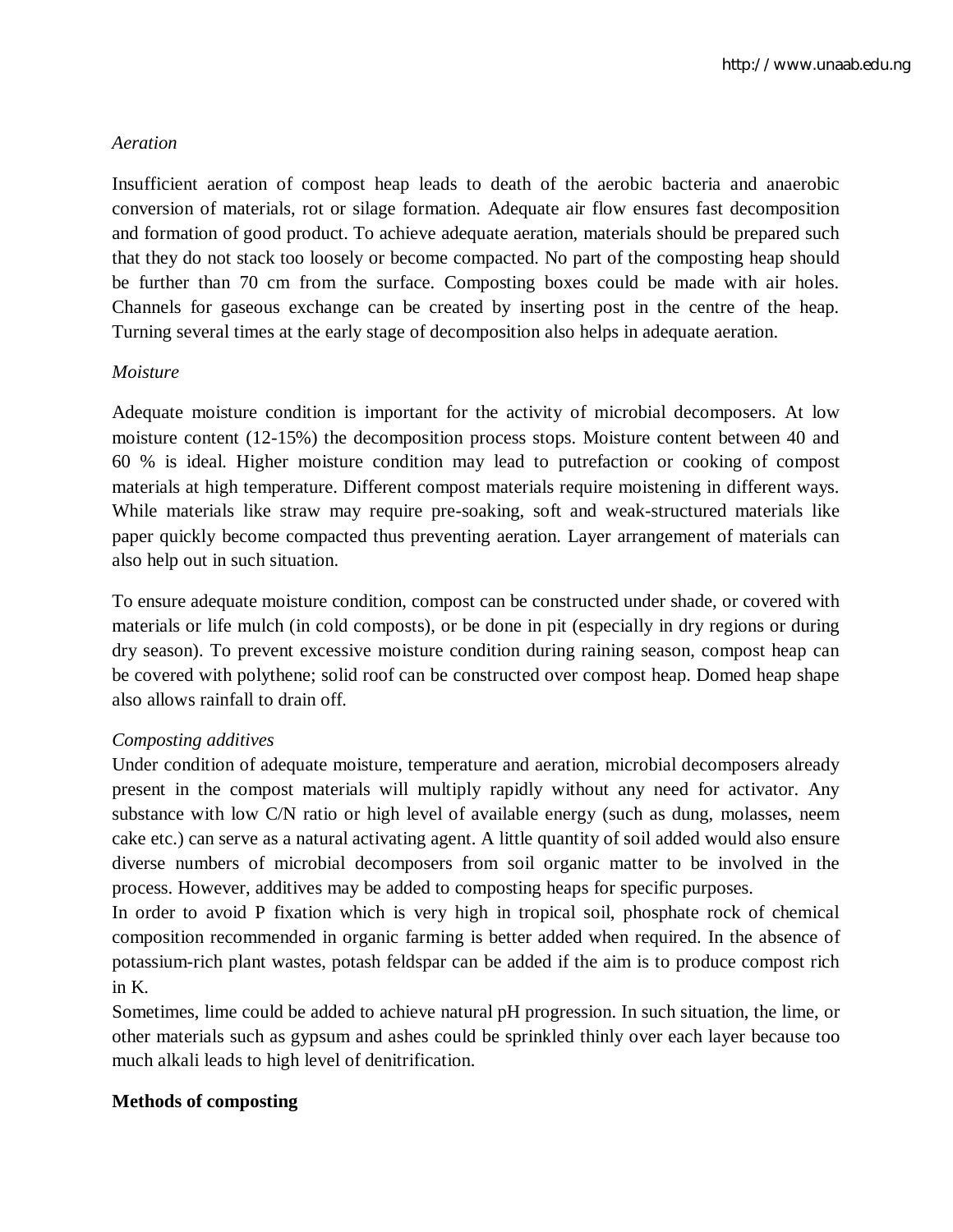*Aeration*

Insufficient aeration of compost heap leads to death of the aerobic bacteria and anaerobic conversion of materials, rot or silage formation. Adequate air flow ensures fast decomposition and formation of good product. To achieve adequate aeration, materials should be prepared such that they do not stack too loosely or become compacted. No part of the composting heap should be further than 70 cm from the surface. Composting boxes could be made with air holes. Channels for gaseous exchange can be created by inserting post in the centre of the heap. Turning several times at the early stage of decomposition also helps in adequate aeration.

*Moisture*

Adequate moisture condition is important for the activity of microbial decomposers. At low moisture content (12-15%) the decomposition process stops. Moisture content between 40 and 60 % is ideal. Higher moisture condition may lead to putrefaction or cooking of compost materials at high temperature. Different compost materials require moistening in different ways. While materials like straw may require pre-soaking, soft and weak-structured materials like paper quickly become compacted thus preventing aeration. Layer arrangement of materials can also help out in such situation.

To ensure adequate moisture condition, compost can be constructed under shade, or covered with materials or life mulch (in cold composts), or be done in pit (especially in dry regions or during dry season). To prevent excessive moisture condition during raining season, compost heap can be covered with polythene; solid roof can be constructed over compost heap. Domed heap shape also allows rainfall to drain off.

*Composting additives*

Under condition of adequate moisture, temperature and aeration, microbial decomposers already present in the compost materials will multiply rapidly without any need for activator. Any substance with low C/N ratio or high level of available energy (such as dung, molasses, neem cake etc.) can serve as a natural activating agent. A little quantity of soil added would also ensure diverse numbers of microbial decomposers from soil organic matter to be involved in the process. However, additives may be added to composting heaps for specific purposes.

In order to avoid P fixation which is very high in tropical soil, phosphate rock of chemical composition recommended in organic farming is better added when required. In the absence of potassium-rich plant wastes, potash feldspar can be added if the aim is to produce compost rich in K.

Sometimes, lime could be added to achieve natural pH progression. In such situation, the lime, or other materials such as gypsum and ashes could be sprinkled thinly over each layer because too much alkali leads to high level of denitrification.

**Methods of composting**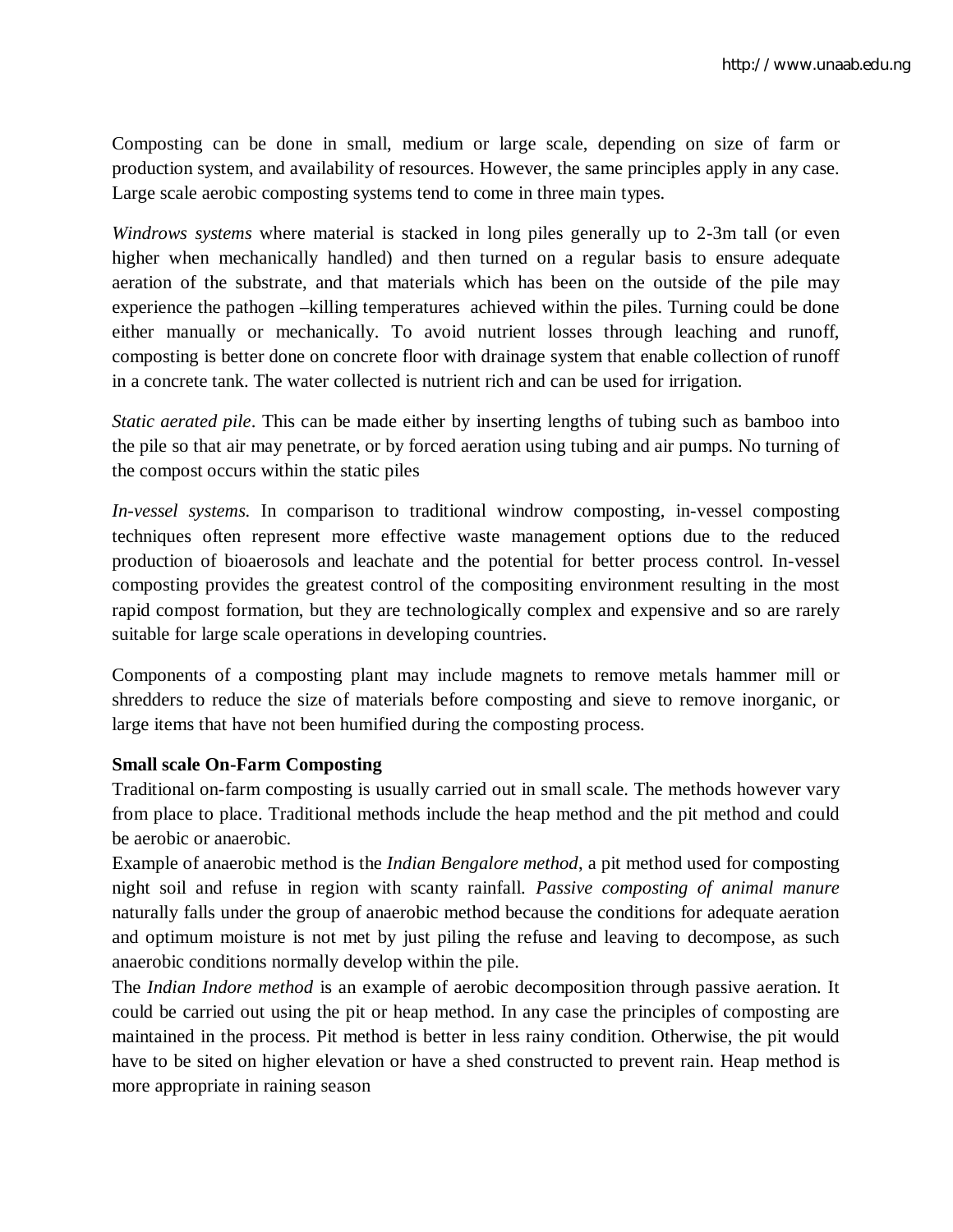Composting can be done in small, medium or large scale, depending on size of farm or production system, and availability of resources. However, the same principles apply in any case. Large scale aerobic composting systems tend to come in three main types.

*Windrows systems* where material is stacked in long piles generally up to 2-3m tall (or even higher when mechanically handled) and then turned on a regular basis to ensure adequate aeration of the substrate, and that materials which has been on the outside of the pile may experience the pathogen –killing temperatures achieved within the piles. Turning could be done either manually or mechanically. To avoid nutrient losses through leaching and runoff, composting is better done on concrete floor with drainage system that enable collection of runoff in a concrete tank. The water collected is nutrient rich and can be used for irrigation.

*Static aerated pile*. This can be made either by inserting lengths of tubing such as bamboo into the pile so that air may penetrate, or by forced aeration using tubing and air pumps. No turning of the compost occurs within the static piles

*In-vessel systems.* In comparison to traditional windrow composting, in-vessel composting techniques often represent more effective waste management options due to the reduced production of bioaerosols and leachate and the potential for better process control. In-vessel composting provides the greatest control of the compositing environment resulting in the most rapid compost formation, but they are technologically complex and expensive and so are rarely suitable for large scale operations in developing countries.

Components of a composting plant may include magnets to remove metals hammer mill or shredders to reduce the size of materials before composting and sieve to remove inorganic, or large items that have not been humified during the composting process.

**Small scale On-Farm Composting**

Traditional on-farm composting is usually carried out in small scale. The methods however vary from place to place. Traditional methods include the heap method and the pit method and could be aerobic or anaerobic.

Example of anaerobic method is the *Indian Bengalore method*, a pit method used for composting night soil and refuse in region with scanty rainfall. *Passive composting of animal manure* naturally falls under the group of anaerobic method because the conditions for adequate aeration and optimum moisture is not met by just piling the refuse and leaving to decompose, as such anaerobic conditions normally develop within the pile.

The *Indian Indore method* is an example of aerobic decomposition through passive aeration. It could be carried out using the pit or heap method. In any case the principles of composting are maintained in the process. Pit method is better in less rainy condition. Otherwise, the pit would have to be sited on higher elevation or have a shed constructed to prevent rain. Heap method is more appropriate in raining season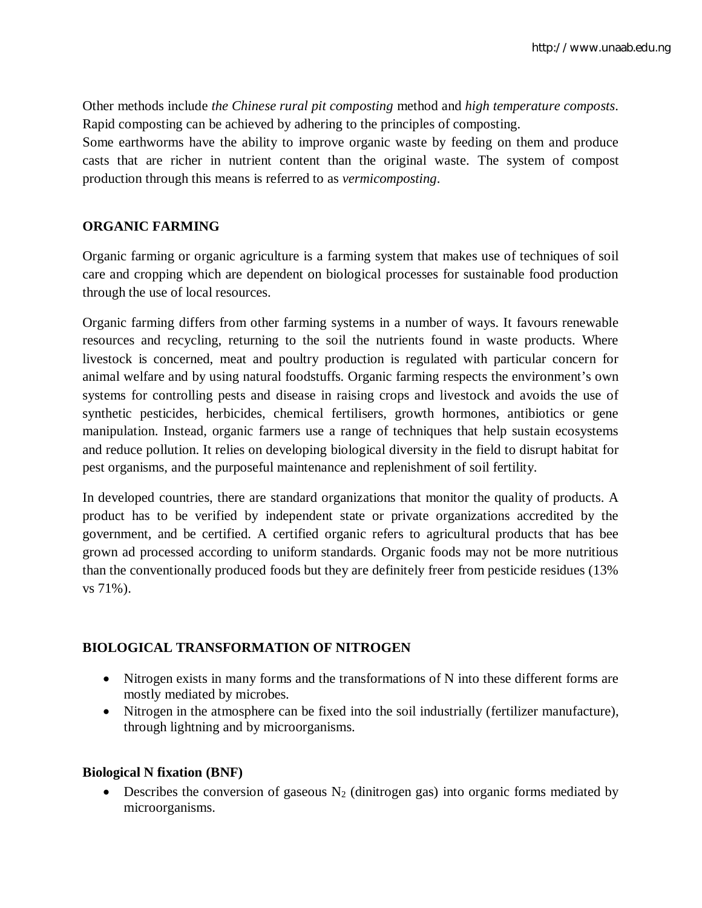Other methods include *the Chinese rural pit composting* method and *high temperature composts*. Rapid composting can be achieved by adhering to the principles of composting.

Some earthworms have the ability to improve organic waste by feeding on them and produce casts that are richer in nutrient content than the original waste. The system of compost production through this means is referred to as *vermicomposting*.

## ORGANIC FARMING

Organic farming or organic agriculture is a farming system that makes use of techniques of soil care and cropping which are dependent on biological processes for sustainable food production through the use of local resources.

Organic farming differs from other farming systems in a number of ways. It favours renewable resources and recycling, returning to the soil the nutrients found in waste products. Where livestock is concerned, meat and poultry production is regulated with particular concern for animal welfare and by using natural foodstuffs. Organic farming respects the environment's own systems for controlling pests and disease in raising crops and livestock and avoids the use of synthetic pesticides, herbicides, chemical fertilisers, growth hormones, antibiotics or gene manipulation. Instead, organic farmers use a range of techniques that help sustain ecosystems and reduce pollution. It relies on developing biological diversity in the field to disrupt habitat for pest organisms, and the purposeful maintenance and replenishment of soil fertility.

In developed countries, there are standard organizations that monitor the quality of products. A product has to be verified by independent state or private organizations accredited by the government, and be certified. A certified organic refers to agricultural products that has bee grown ad processed according to uniform standards. Organic foods may not be more nutritious than the conventionally produced foods but they are definitely freer from pesticide residues (13% vs 71%).

## BIOLOGICAL TRANSFORMATION OF NITROGEN

- Nitrogen exists in many forms and the transformations of N into these different forms are mostly mediated by microbes.
- Nitrogen in the atmosphere can be fixed into the soil industrially (fertilizer manufacture), through lightning and by microorganisms.

### Biological N fixation (BNF)

- Describes the conversion of gaseous $N_2$ (dinitrogen gas) into organic forms mediated by microorganisms.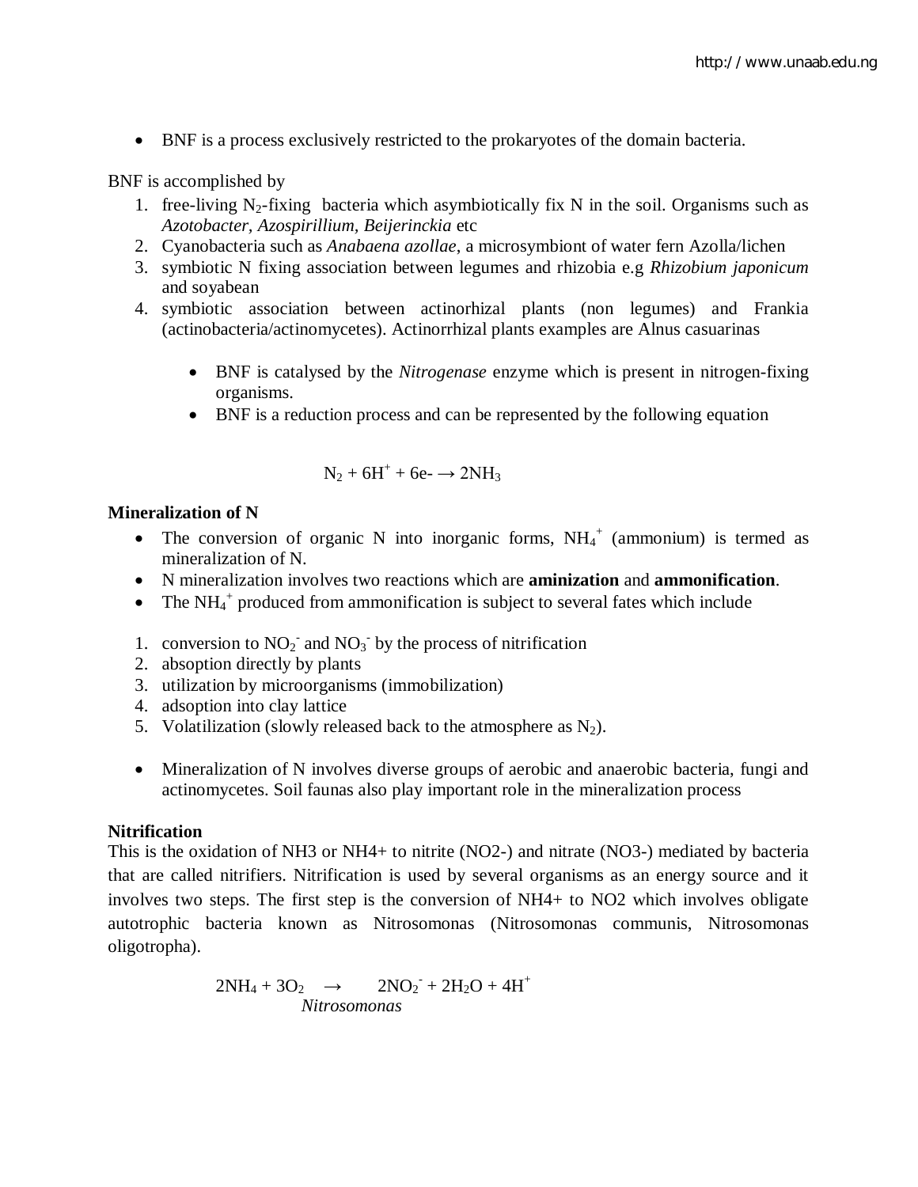- BNF is a process exclusively restricted to the prokaryotes of the domain bacteria.

BNF is accomplished by

1. free-living $N_2$-fixing bacteria which asymbiotically fix N in the soil. Organisms such as *Azotobacter, Azospirillium, Beijerinckia* etc
2. Cyanobacteria such as *Anabaena azollae*, a microsymbiont of water fern Azolla/lichen
3. symbiotic N fixing association between legumes and rhizobia e.g *Rhizobium japonicum* and soyabean
4. symbiotic association between actinorhizal plants (non legumes) and Frankia (actinobacteria/actinomycetes). Actinorrhizal plants examples are Alnus casuarinas

   - BNF is catalysed by the *Nitrogenase* enzyme which is present in nitrogen-fixing organisms.
   - BNF is a reduction process and can be represented by the following equation

$$N_2 + 6H^+ + 6e^- \rightarrow 2NH_3$$

**Mineralization of N**

- The conversion of organic N into inorganic forms, $NH_4^+$ (ammonium) is termed as mineralization of N.
- N mineralization involves two reactions which are **aminization** and **ammonification**.
- The $NH_4^+$ produced from ammonification is subject to several fates which include

1. conversion to $NO_2^-$ and $NO_3^-$ by the process of nitrification
2. absoption directly by plants
3. utilization by microorganisms (immobilization)
4. adsoption into clay lattice
5. Volatilization (slowly released back to the atmosphere as $N_2$).

- Mineralization of N involves diverse groups of aerobic and anaerobic bacteria, fungi and actinomycetes. Soil faunas also play important role in the mineralization process

**Nitrification**

This is the oxidation of NH3 or NH4+ to nitrite (NO2-) and nitrate (NO3-) mediated by bacteria that are called nitrifiers. Nitrification is used by several organisms as an energy source and it involves two steps. The first step is the conversion of NH4+ to NO2 which involves obligate autotrophic bacteria known as Nitrosomonas (Nitrosomonas communis, Nitrosomonas oligotropha).

$$2NH_4 + 3O_2 \xrightarrow{\textit{Nitrosomonas}} 2NO_2^- + 2H_2O + 4H^+$$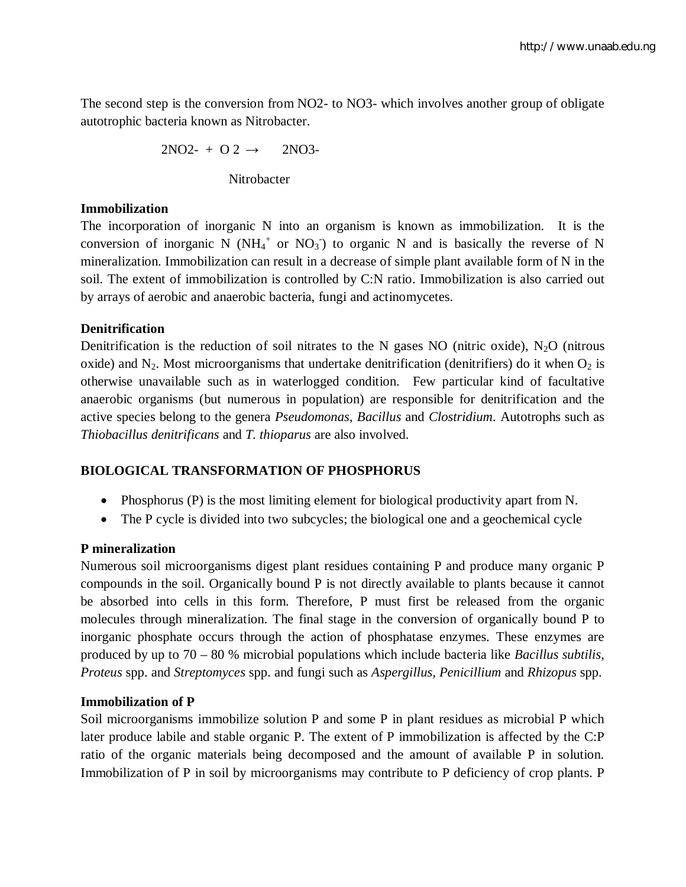The second step is the conversion from $NO_2^-$ to $NO_3^-$ which involves another group of obligate autotrophic bacteria known as Nitrobacter.

$$2NO_2^- + O_2 \xrightarrow{\text{Nitrobacter}} 2NO_3^-$$

**Immobilization**

The incorporation of inorganic N into an organism is known as immobilization. It is the conversion of inorganic N ($NH_4^+$ or $NO_3^-$) to organic N and is basically the reverse of N mineralization. Immobilization can result in a decrease of simple plant available form of N in the soil. The extent of immobilization is controlled by C:N ratio. Immobilization is also carried out by arrays of aerobic and anaerobic bacteria, fungi and actinomycetes.

**Denitrification**

Denitrification is the reduction of soil nitrates to the N gases NO (nitric oxide), $N_2O$ (nitrous oxide) and $N_2$. Most microorganisms that undertake denitrification (denitrifiers) do it when $O_2$ is otherwise unavailable such as in waterlogged condition. Few particular kind of facultative anaerobic organisms (but numerous in population) are responsible for denitrification and the active species belong to the genera *Pseudomonas, Bacillus* and *Clostridium*. Autotrophs such as *Thiobacillus denitrificans* and *T. thioparus* are also involved.

**BIOLOGICAL TRANSFORMATION OF PHOSPHORUS**

- Phosphorus (P) is the most limiting element for biological productivity apart from N.
- The P cycle is divided into two subcycles; the biological one and a geochemical cycle

**P mineralization**

Numerous soil microorganisms digest plant residues containing P and produce many organic P compounds in the soil. Organically bound P is not directly available to plants because it cannot be absorbed into cells in this form. Therefore, P must first be released from the organic molecules through mineralization. The final stage in the conversion of organically bound P to inorganic phosphate occurs through the action of phosphatase enzymes. These enzymes are produced by up to 70 – 80 % microbial populations which include bacteria like *Bacillus subtilis*, *Proteus* spp. and *Streptomyces* spp. and fungi such as *Aspergillus, Penicillium* and *Rhizopus* spp.

**Immobilization of P**

Soil microorganisms immobilize solution P and some P in plant residues as microbial P which later produce labile and stable organic P. The extent of P immobilization is affected by the C:P ratio of the organic materials being decomposed and the amount of available P in solution. Immobilization of P in soil by microorganisms may contribute to P deficiency of crop plants. P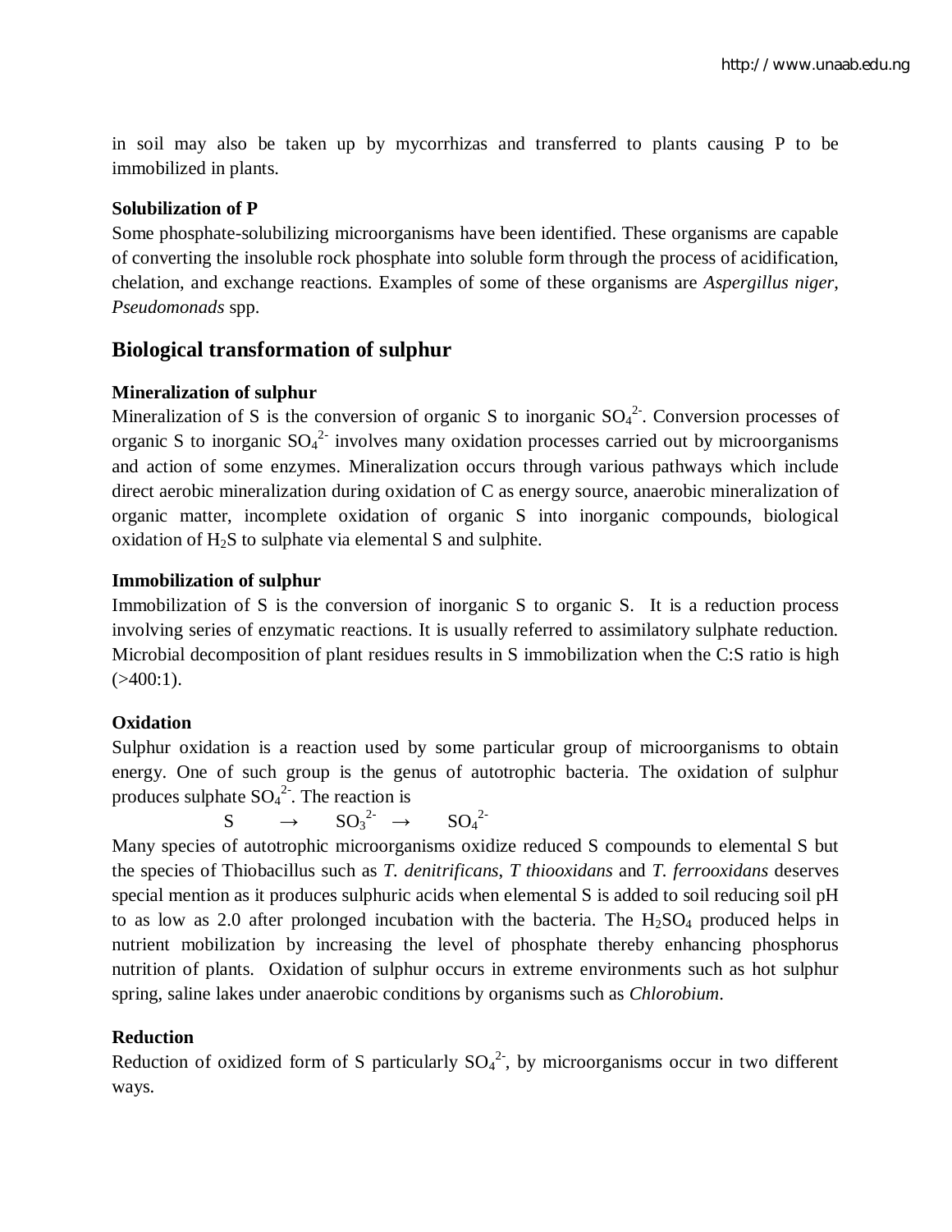in soil may also be taken up by mycorrhizas and transferred to plants causing P to be immobilized in plants.

**Solubilization of P**

Some phosphate-solubilizing microorganisms have been identified. These organisms are capable of converting the insoluble rock phosphate into soluble form through the process of acidification, chelation, and exchange reactions. Examples of some of these organisms are *Aspergillus niger*, *Pseudomonads* spp.

## Biological transformation of sulphur

**Mineralization of sulphur**

Mineralization of S is the conversion of organic S to inorganic $SO_4^{2-}$. Conversion processes of organic S to inorganic $SO_4^{2-}$ involves many oxidation processes carried out by microorganisms and action of some enzymes. Mineralization occurs through various pathways which include direct aerobic mineralization during oxidation of C as energy source, anaerobic mineralization of organic matter, incomplete oxidation of organic S into inorganic compounds, biological oxidation of $H_2S$ to sulphate via elemental S and sulphite.

**Immobilization of sulphur**

Immobilization of S is the conversion of inorganic S to organic S. It is a reduction process involving series of enzymatic reactions. It is usually referred to assimilatory sulphate reduction. Microbial decomposition of plant residues results in S immobilization when the C:S ratio is high (>400:1).

**Oxidation**

Sulphur oxidation is a reaction used by some particular group of microorganisms to obtain energy. One of such group is the genus of autotrophic bacteria. The oxidation of sulphur produces sulphate $SO_4^{2-}$. The reaction is

$$S \rightarrow SO_3^{2-} \rightarrow SO_4^{2-}$$

Many species of autotrophic microorganisms oxidize reduced S compounds to elemental S but the species of Thiobacillus such as *T. denitrificans*, *T thiooxidans* and *T. ferrooxidans* deserves special mention as it produces sulphuric acids when elemental S is added to soil reducing soil pH to as low as 2.0 after prolonged incubation with the bacteria. The $H_2SO_4$ produced helps in nutrient mobilization by increasing the level of phosphate thereby enhancing phosphorus nutrition of plants. Oxidation of sulphur occurs in extreme environments such as hot sulphur spring, saline lakes under anaerobic conditions by organisms such as *Chlorobium*.

**Reduction**

Reduction of oxidized form of S particularly $SO_4^{2-}$, by microorganisms occur in two different ways.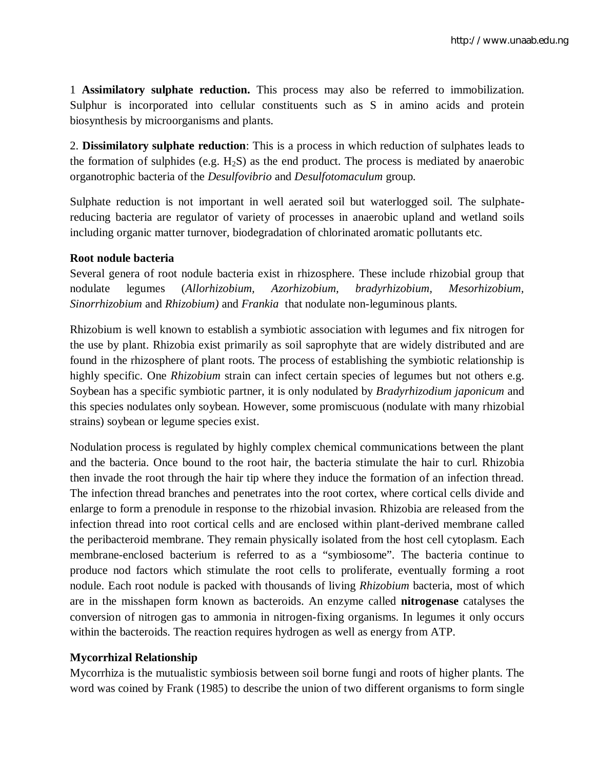1 **Assimilatory sulphate reduction.** This process may also be referred to immobilization. Sulphur is incorporated into cellular constituents such as S in amino acids and protein biosynthesis by microorganisms and plants.

2. **Dissimilatory sulphate reduction**: This is a process in which reduction of sulphates leads to the formation of sulphides (e.g. $H_2S$) as the end product. The process is mediated by anaerobic organotrophic bacteria of the *Desulfovibrio* and *Desulfotomaculum* group.

Sulphate reduction is not important in well aerated soil but waterlogged soil. The sulphate-reducing bacteria are regulator of variety of processes in anaerobic upland and wetland soils including organic matter turnover, biodegradation of chlorinated aromatic pollutants etc.

**Root nodule bacteria**

Several genera of root nodule bacteria exist in rhizosphere. These include rhizobial group that nodulate legumes (*Allorhizobium, Azorhizobium, bradyrhizobium, Mesorhizobium, Sinorrhizobium* and *Rhizobium)* and *Frankia* that nodulate non-leguminous plants.

Rhizobium is well known to establish a symbiotic association with legumes and fix nitrogen for the use by plant. Rhizobia exist primarily as soil saprophyte that are widely distributed and are found in the rhizosphere of plant roots. The process of establishing the symbiotic relationship is highly specific. One *Rhizobium* strain can infect certain species of legumes but not others e.g. Soybean has a specific symbiotic partner, it is only nodulated by *Bradyrhizodium japonicum* and this species nodulates only soybean. However, some promiscuous (nodulate with many rhizobial strains) soybean or legume species exist.

Nodulation process is regulated by highly complex chemical communications between the plant and the bacteria. Once bound to the root hair, the bacteria stimulate the hair to curl. Rhizobia then invade the root through the hair tip where they induce the formation of an infection thread. The infection thread branches and penetrates into the root cortex, where cortical cells divide and enlarge to form a prenodule in response to the rhizobial invasion. Rhizobia are released from the infection thread into root cortical cells and are enclosed within plant-derived membrane called the peribacteroid membrane. They remain physically isolated from the host cell cytoplasm. Each membrane-enclosed bacterium is referred to as a "symbiosome". The bacteria continue to produce nod factors which stimulate the root cells to proliferate, eventually forming a root nodule. Each root nodule is packed with thousands of living *Rhizobium* bacteria, most of which are in the misshapen form known as bacteroids. An enzyme called **nitrogenase** catalyses the conversion of nitrogen gas to ammonia in nitrogen-fixing organisms. In legumes it only occurs within the bacteroids. The reaction requires hydrogen as well as energy from ATP.

**Mycorrhizal Relationship**

Mycorrhiza is the mutualistic symbiosis between soil borne fungi and roots of higher plants. The word was coined by Frank (1985) to describe the union of two different organisms to form single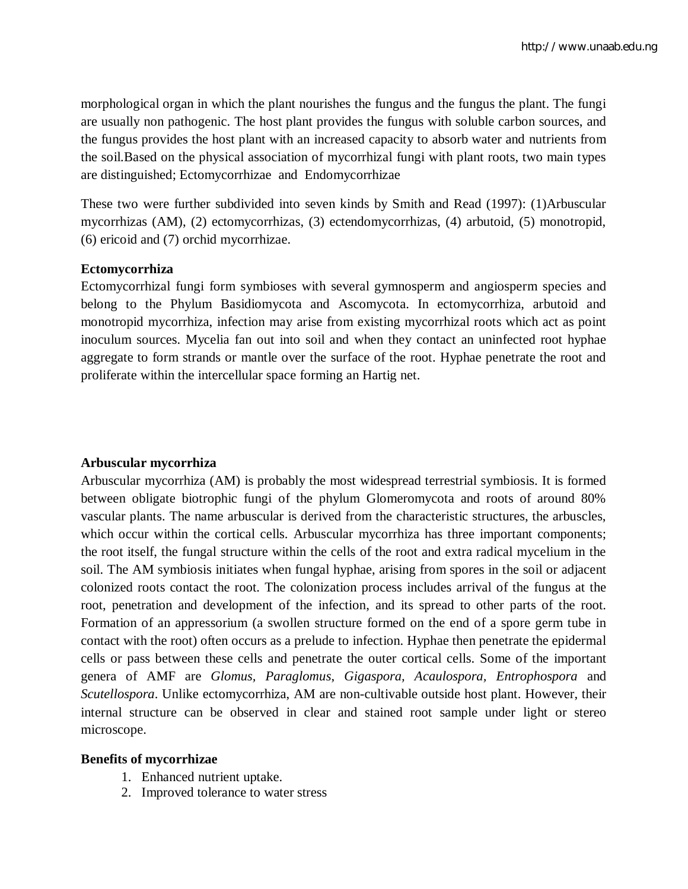morphological organ in which the plant nourishes the fungus and the fungus the plant. The fungi are usually non pathogenic. The host plant provides the fungus with soluble carbon sources, and the fungus provides the host plant with an increased capacity to absorb water and nutrients from the soil.Based on the physical association of mycorrhizal fungi with plant roots, two main types are distinguished; Ectomycorrhizae and Endomycorrhizae

These two were further subdivided into seven kinds by Smith and Read (1997): (1)Arbuscular mycorrhizas (AM), (2) ectomycorrhizas, (3) ectendomycorrhizas, (4) arbutoid, (5) monotropid, (6) ericoid and (7) orchid mycorrhizae.

**Ectomycorrhiza**

Ectomycorrhizal fungi form symbioses with several gymnosperm and angiosperm species and belong to the Phylum Basidiomycota and Ascomycota. In ectomycorrhiza, arbutoid and monotropid mycorrhiza, infection may arise from existing mycorrhizal roots which act as point inoculum sources. Mycelia fan out into soil and when they contact an uninfected root hyphae aggregate to form strands or mantle over the surface of the root. Hyphae penetrate the root and proliferate within the intercellular space forming an Hartig net.

**Arbuscular mycorrhiza**

Arbuscular mycorrhiza (AM) is probably the most widespread terrestrial symbiosis. It is formed between obligate biotrophic fungi of the phylum Glomeromycota and roots of around 80% vascular plants. The name arbuscular is derived from the characteristic structures, the arbuscles, which occur within the cortical cells. Arbuscular mycorrhiza has three important components; the root itself, the fungal structure within the cells of the root and extra radical mycelium in the soil. The AM symbiosis initiates when fungal hyphae, arising from spores in the soil or adjacent colonized roots contact the root. The colonization process includes arrival of the fungus at the root, penetration and development of the infection, and its spread to other parts of the root. Formation of an appressorium (a swollen structure formed on the end of a spore germ tube in contact with the root) often occurs as a prelude to infection. Hyphae then penetrate the epidermal cells or pass between these cells and penetrate the outer cortical cells. Some of the important genera of AMF are *Glomus, Paraglomus, Gigaspora, Acaulospora, Entrophospora* and *Scutellospora*. Unlike ectomycorrhiza, AM are non-cultivable outside host plant. However, their internal structure can be observed in clear and stained root sample under light or stereo microscope.

**Benefits of mycorrhizae**

1. Enhanced nutrient uptake.
2. Improved tolerance to water stress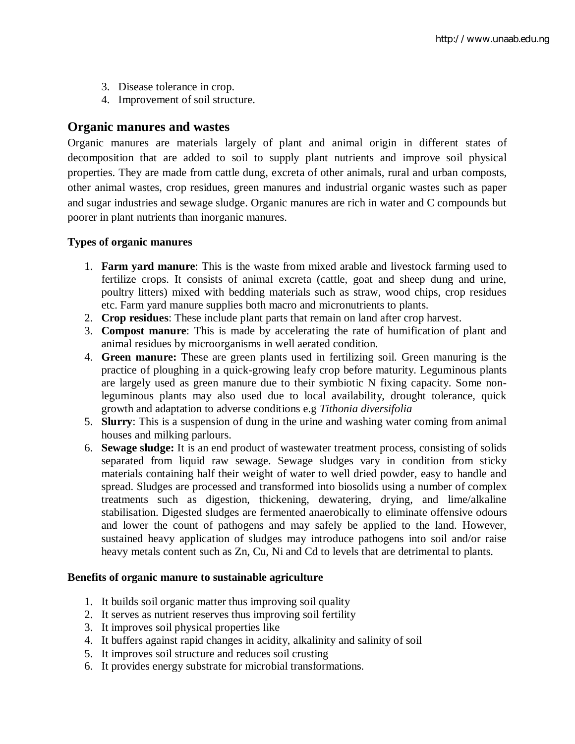3. Disease tolerance in crop.
4. Improvement of soil structure.

## Organic manures and wastes

Organic manures are materials largely of plant and animal origin in different states of decomposition that are added to soil to supply plant nutrients and improve soil physical properties. They are made from cattle dung, excreta of other animals, rural and urban composts, other animal wastes, crop residues, green manures and industrial organic wastes such as paper and sugar industries and sewage sludge. Organic manures are rich in water and C compounds but poorer in plant nutrients than inorganic manures.

**Types of organic manures**

1. **Farm yard manure**: This is the waste from mixed arable and livestock farming used to fertilize crops. It consists of animal excreta (cattle, goat and sheep dung and urine, poultry litters) mixed with bedding materials such as straw, wood chips, crop residues etc. Farm yard manure supplies both macro and micronutrients to plants.
2. **Crop residues**: These include plant parts that remain on land after crop harvest.
3. **Compost manure**: This is made by accelerating the rate of humification of plant and animal residues by microorganisms in well aerated condition.
4. **Green manure:** These are green plants used in fertilizing soil. Green manuring is the practice of ploughing in a quick-growing leafy crop before maturity. Leguminous plants are largely used as green manure due to their symbiotic N fixing capacity. Some non-leguminous plants may also used due to local availability, drought tolerance, quick growth and adaptation to adverse conditions e.g *Tithonia diversifolia*
5. **Slurry**: This is a suspension of dung in the urine and washing water coming from animal houses and milking parlours.
6. **Sewage sludge:** It is an end product of wastewater treatment process, consisting of solids separated from liquid raw sewage. Sewage sludges vary in condition from sticky materials containing half their weight of water to well dried powder, easy to handle and spread. Sludges are processed and transformed into biosolids using a number of complex treatments such as digestion, thickening, dewatering, drying, and lime/alkaline stabilisation. Digested sludges are fermented anaerobically to eliminate offensive odours and lower the count of pathogens and may safely be applied to the land. However, sustained heavy application of sludges may introduce pathogens into soil and/or raise heavy metals content such as Zn, Cu, Ni and Cd to levels that are detrimental to plants.

**Benefits of organic manure to sustainable agriculture**

1. It builds soil organic matter thus improving soil quality
2. It serves as nutrient reserves thus improving soil fertility
3. It improves soil physical properties like
4. It buffers against rapid changes in acidity, alkalinity and salinity of soil
5. It improves soil structure and reduces soil crusting
6. It provides energy substrate for microbial transformations.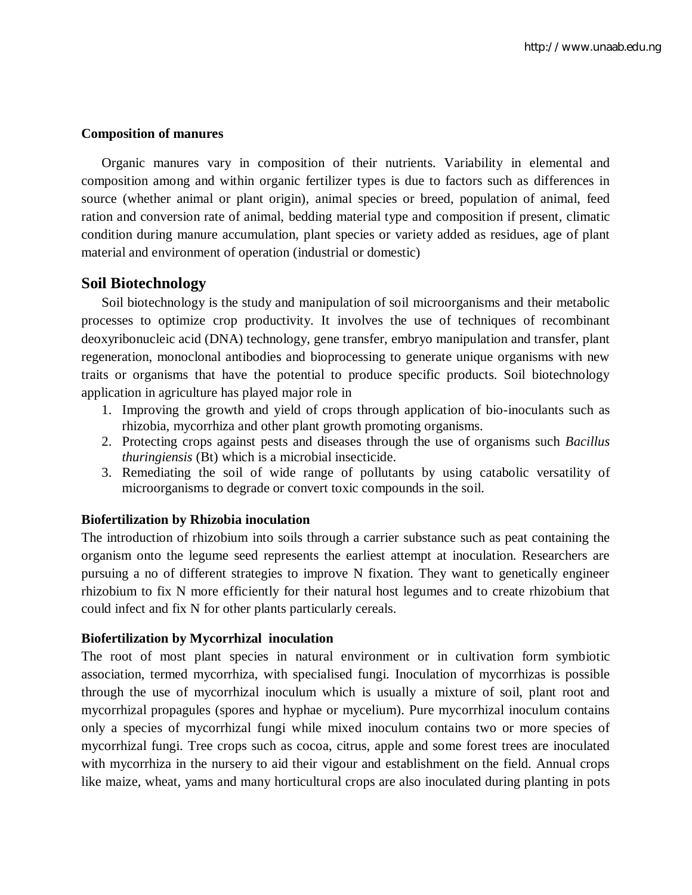**Composition of manures**

Organic manures vary in composition of their nutrients. Variability in elemental and composition among and within organic fertilizer types is due to factors such as differences in source (whether animal or plant origin), animal species or breed, population of animal, feed ration and conversion rate of animal, bedding material type and composition if present, climatic condition during manure accumulation, plant species or variety added as residues, age of plant material and environment of operation (industrial or domestic)

## Soil Biotechnology

Soil biotechnology is the study and manipulation of soil microorganisms and their metabolic processes to optimize crop productivity. It involves the use of techniques of recombinant deoxyribonucleic acid (DNA) technology, gene transfer, embryo manipulation and transfer, plant regeneration, monoclonal antibodies and bioprocessing to generate unique organisms with new traits or organisms that have the potential to produce specific products. Soil biotechnology application in agriculture has played major role in

1. Improving the growth and yield of crops through application of bio-inoculants such as rhizobia, mycorrhiza and other plant growth promoting organisms.
2. Protecting crops against pests and diseases through the use of organisms such *Bacillus thuringiensis* (Bt) which is a microbial insecticide.
3. Remediating the soil of wide range of pollutants by using catabolic versatility of microorganisms to degrade or convert toxic compounds in the soil.

**Biofertilization by Rhizobia inoculation**

The introduction of rhizobium into soils through a carrier substance such as peat containing the organism onto the legume seed represents the earliest attempt at inoculation. Researchers are pursuing a no of different strategies to improve N fixation. They want to genetically engineer rhizobium to fix N more efficiently for their natural host legumes and to create rhizobium that could infect and fix N for other plants particularly cereals.

**Biofertilization by Mycorrhizal inoculation**

The root of most plant species in natural environment or in cultivation form symbiotic association, termed mycorrhiza, with specialised fungi. Inoculation of mycorrhizas is possible through the use of mycorrhizal inoculum which is usually a mixture of soil, plant root and mycorrhizal propagules (spores and hyphae or mycelium). Pure mycorrhizal inoculum contains only a species of mycorrhizal fungi while mixed inoculum contains two or more species of mycorrhizal fungi. Tree crops such as cocoa, citrus, apple and some forest trees are inoculated with mycorrhiza in the nursery to aid their vigour and establishment on the field. Annual crops like maize, wheat, yams and many horticultural crops are also inoculated during planting in pots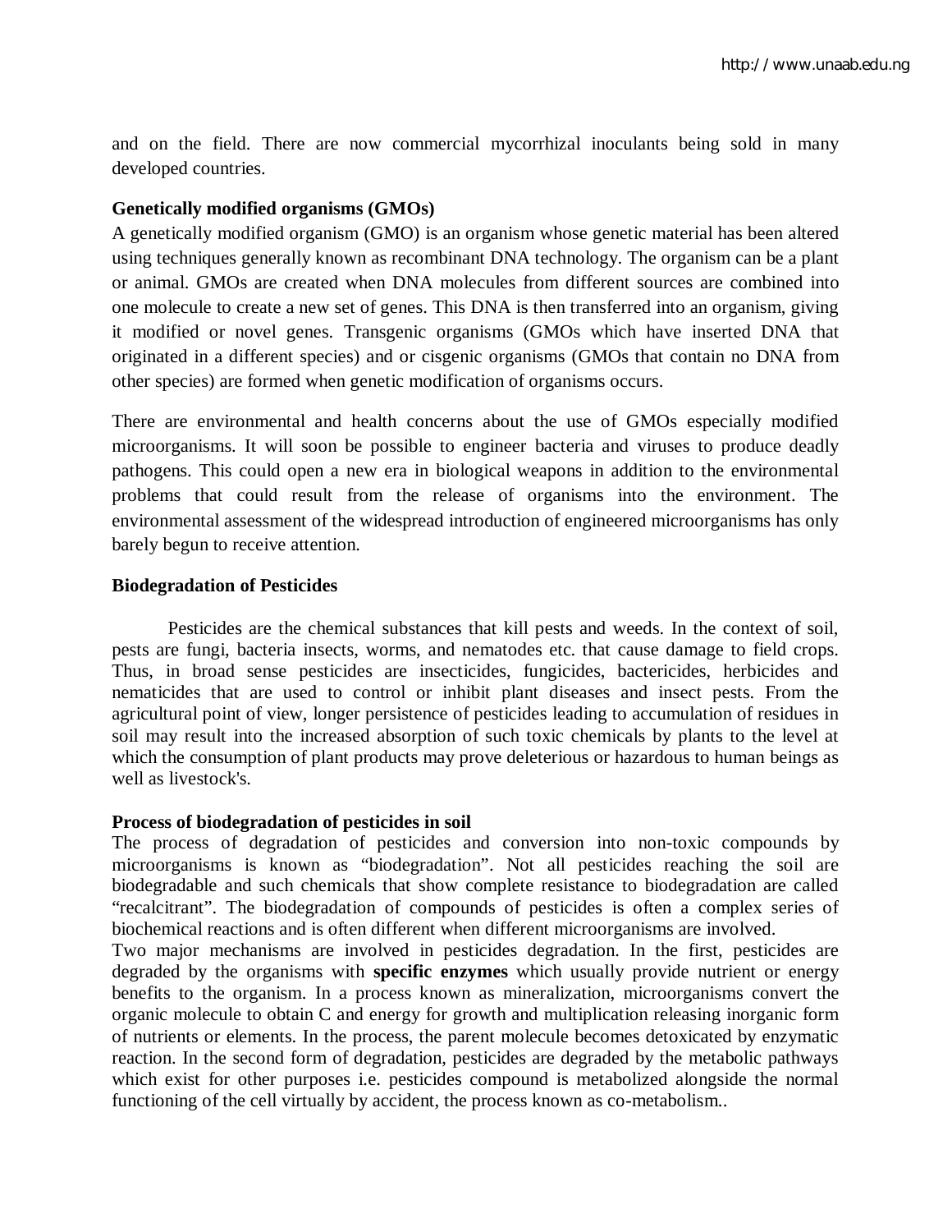and on the field. There are now commercial mycorrhizal inoculants being sold in many developed countries.

**Genetically modified organisms (GMOs)**

A genetically modified organism (GMO) is an organism whose genetic material has been altered using techniques generally known as recombinant DNA technology. The organism can be a plant or animal. GMOs are created when DNA molecules from different sources are combined into one molecule to create a new set of genes. This DNA is then transferred into an organism, giving it modified or novel genes. Transgenic organisms (GMOs which have inserted DNA that originated in a different species) and or cisgenic organisms (GMOs that contain no DNA from other species) are formed when genetic modification of organisms occurs.

There are environmental and health concerns about the use of GMOs especially modified microorganisms. It will soon be possible to engineer bacteria and viruses to produce deadly pathogens. This could open a new era in biological weapons in addition to the environmental problems that could result from the release of organisms into the environment. The environmental assessment of the widespread introduction of engineered microorganisms has only barely begun to receive attention.

**Biodegradation of Pesticides**

Pesticides are the chemical substances that kill pests and weeds. In the context of soil, pests are fungi, bacteria insects, worms, and nematodes etc. that cause damage to field crops. Thus, in broad sense pesticides are insecticides, fungicides, bactericides, herbicides and nematicides that are used to control or inhibit plant diseases and insect pests. From the agricultural point of view, longer persistence of pesticides leading to accumulation of residues in soil may result into the increased absorption of such toxic chemicals by plants to the level at which the consumption of plant products may prove deleterious or hazardous to human beings as well as livestock's.

**Process of biodegradation of pesticides in soil**

The process of degradation of pesticides and conversion into non-toxic compounds by microorganisms is known as "biodegradation". Not all pesticides reaching the soil are biodegradable and such chemicals that show complete resistance to biodegradation are called "recalcitrant". The biodegradation of compounds of pesticides is often a complex series of biochemical reactions and is often different when different microorganisms are involved.

Two major mechanisms are involved in pesticides degradation. In the first, pesticides are degraded by the organisms with **specific enzymes** which usually provide nutrient or energy benefits to the organism. In a process known as mineralization, microorganisms convert the organic molecule to obtain C and energy for growth and multiplication releasing inorganic form of nutrients or elements. In the process, the parent molecule becomes detoxicated by enzymatic reaction. In the second form of degradation, pesticides are degraded by the metabolic pathways which exist for other purposes i.e. pesticides compound is metabolized alongside the normal functioning of the cell virtually by accident, the process known as co-metabolism..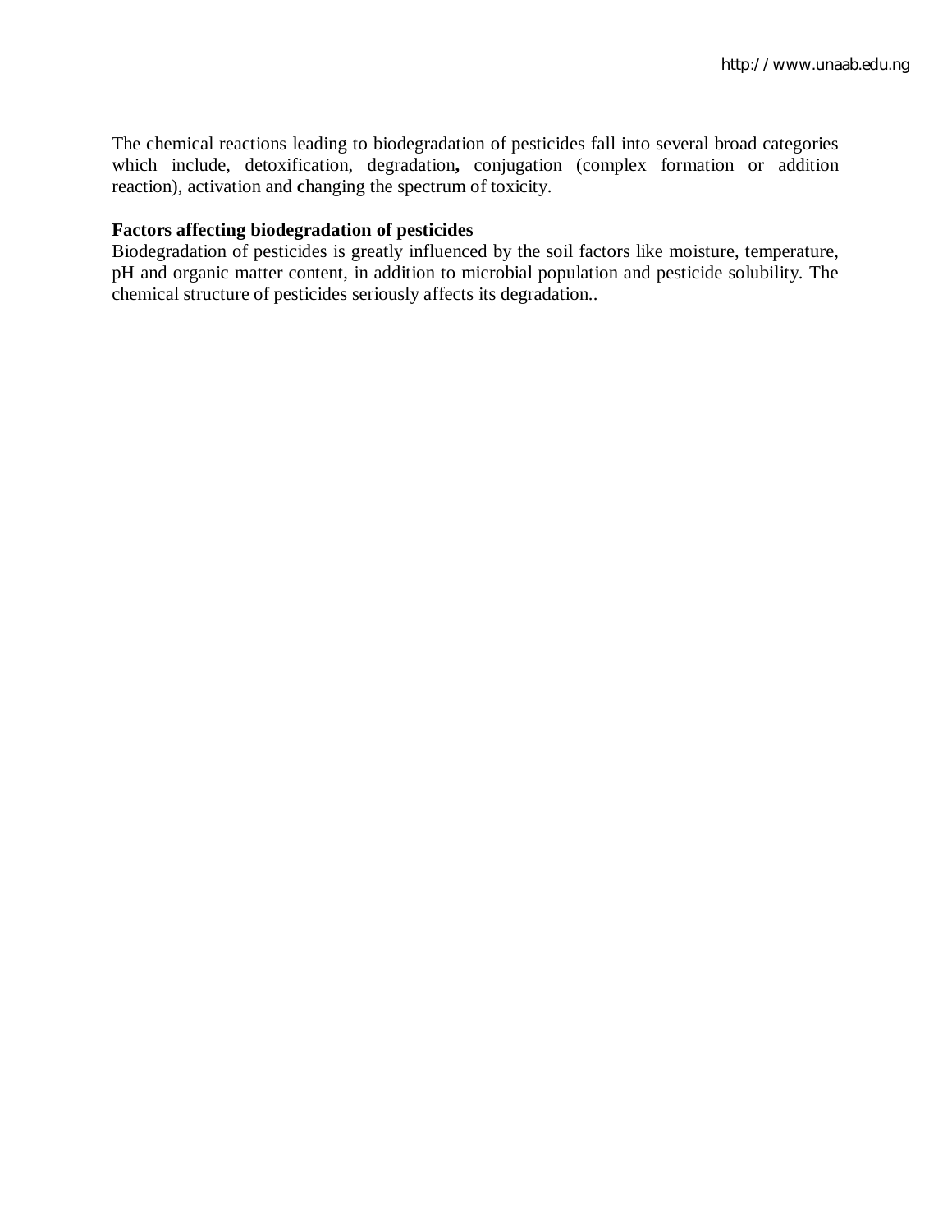The chemical reactions leading to biodegradation of pesticides fall into several broad categories which include, detoxification, degradation**,** conjugation (complex formation or addition reaction), activation and **c**hanging the spectrum of toxicity.

**Factors affecting biodegradation of pesticides**

Biodegradation of pesticides is greatly influenced by the soil factors like moisture, temperature, pH and organic matter content, in addition to microbial population and pesticide solubility. The chemical structure of pesticides seriously affects its degradation..